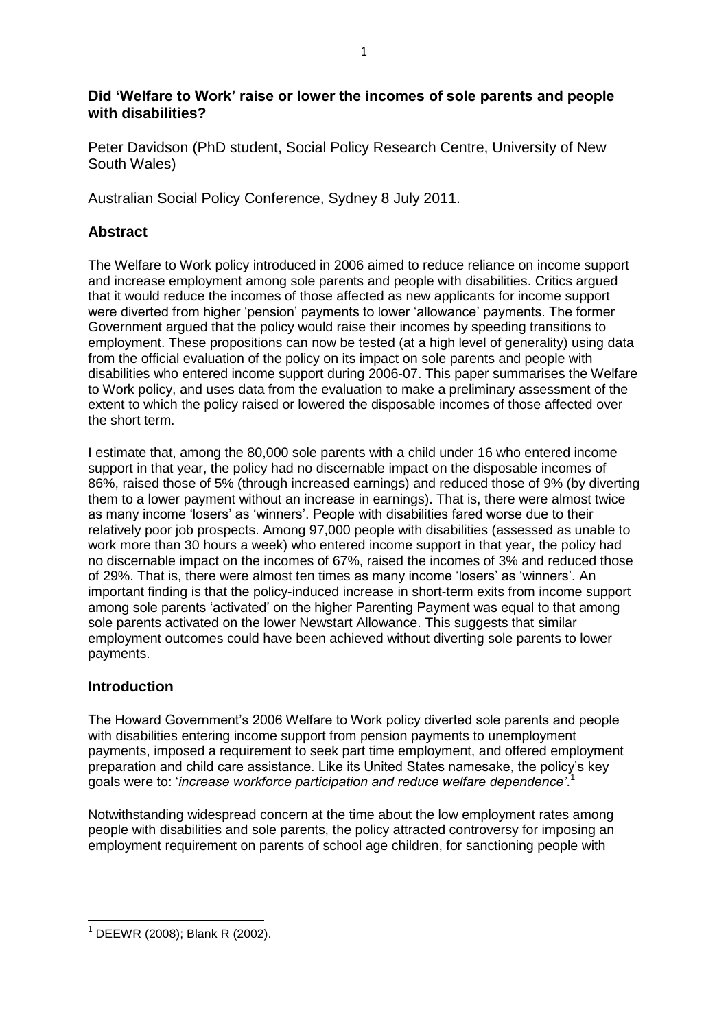## Did 'Welfare to Work' raise or lower the incomes of sole parents and people with disabilities?

Peter Davidson (PhD student, Social Policy Research Centre, University of New South Wales)

Australian Social Policy Conference, Sydney 8 July 2011.

### Abstract

The Welfare to Work policy introduced in 2006 aimed to reduce reliance on income support and increase employment among sole parents and people with disabilities. Critics argued that it would reduce the incomes of those affected as new applicants for income support were diverted from higher 'pension' payments to lower 'allowance' payments. The former Government argued that the policy would raise their incomes by speeding transitions to employment. These propositions can now be tested (at a high level of generality) using data from the official evaluation of the policy on its impact on sole parents and people with disabilities who entered income support during 2006-07. This paper summarises the Welfare to Work policy, and uses data from the evaluation to make a preliminary assessment of the extent to which the policy raised or lowered the disposable incomes of those affected over the short term.

I estimate that, among the 80,000 sole parents with a child under 16 who entered income support in that year, the policy had no discernable impact on the disposable incomes of 86%, raised those of 5% (through increased earnings) and reduced those of 9% (by diverting them to a lower payment without an increase in earnings). That is, there were almost twice as many income 'losers' as 'winners'. People with disabilities fared worse due to their relatively poor job prospects. Among 97,000 people with disabilities (assessed as unable to work more than 30 hours a week) who entered income support in that year, the policy had no discernable impact on the incomes of 67%, raised the incomes of 3% and reduced those of 29%. That is, there were almost ten times as many income 'losers' as 'winners'. An important finding is that the policy-induced increase in short-term exits from income support among sole parents 'activated' on the higher Parenting Payment was equal to that among sole parents activated on the lower Newstart Allowance. This suggests that similar employment outcomes could have been achieved without diverting sole parents to lower payments.

### Introduction

The Howard Government's 2006 Welfare to Work policy diverted sole parents and people with disabilities entering income support from pension payments to unemployment payments, imposed a requirement to seek part time employment, and offered employment preparation and child care assistance. Like its United States namesake, the policy's key goals were to: '*increase workforce participation and reduce welfare dependence'*.[1]

Notwithstanding widespread concern at the time about the low employment rates among people with disabilities and sole parents, the policy attracted controversy for imposing an employment requirement on parents of school age children, for sanctioning people with

[1] DEEWR (2008); Blank R (2002).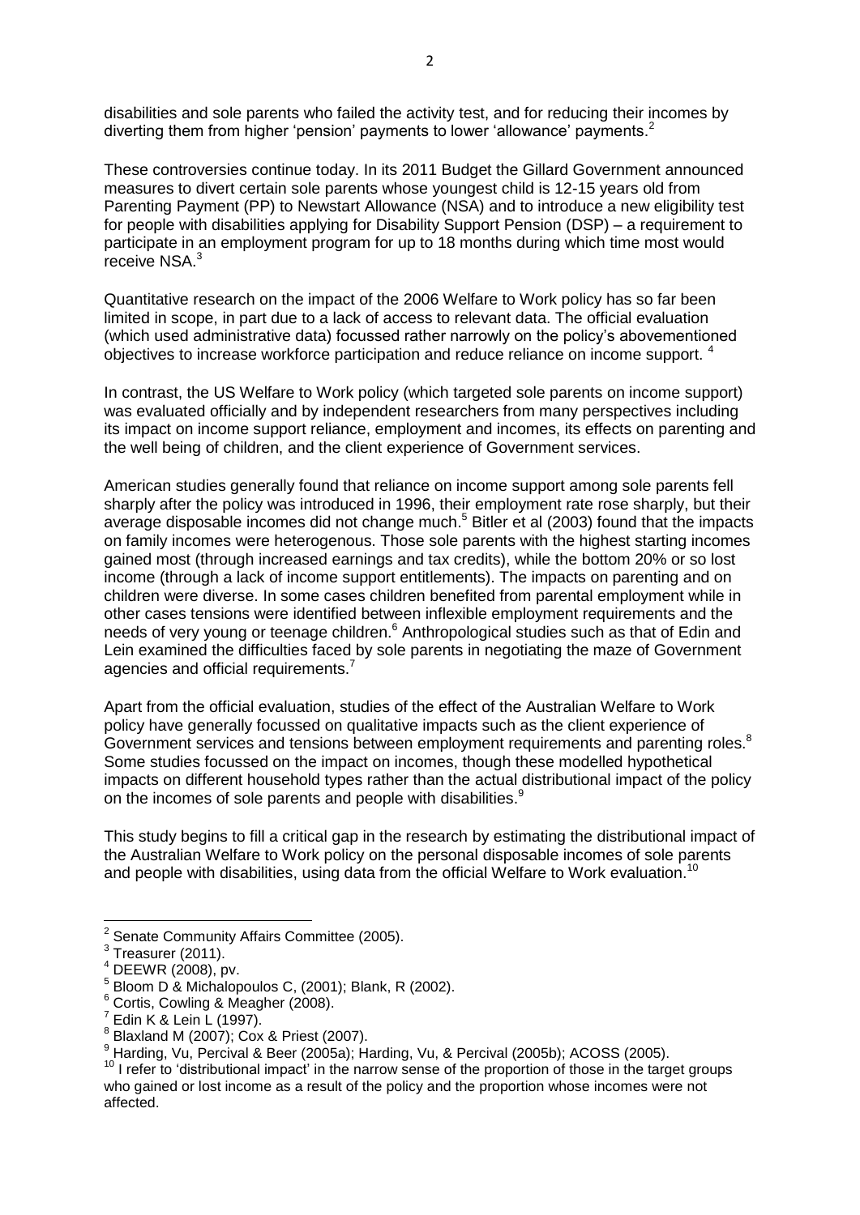disabilities and sole parents who failed the activity test, and for reducing their incomes by diverting them from higher 'pension' payments to lower 'allowance' payments.[2]

These controversies continue today. In its 2011 Budget the Gillard Government announced measures to divert certain sole parents whose youngest child is 12-15 years old from Parenting Payment (PP) to Newstart Allowance (NSA) and to introduce a new eligibility test for people with disabilities applying for Disability Support Pension (DSP) – a requirement to participate in an employment program for up to 18 months during which time most would receive NSA.[3]

Quantitative research on the impact of the 2006 Welfare to Work policy has so far been limited in scope, in part due to a lack of access to relevant data. The official evaluation (which used administrative data) focussed rather narrowly on the policy's abovementioned objectives to increase workforce participation and reduce reliance on income support.[4]

In contrast, the US Welfare to Work policy (which targeted sole parents on income support) was evaluated officially and by independent researchers from many perspectives including its impact on income support reliance, employment and incomes, its effects on parenting and the well being of children, and the client experience of Government services.

American studies generally found that reliance on income support among sole parents fell sharply after the policy was introduced in 1996, their employment rate rose sharply, but their average disposable incomes did not change much.[5] Bitler et al (2003) found that the impacts on family incomes were heterogenous. Those sole parents with the highest starting incomes gained most (through increased earnings and tax credits), while the bottom 20% or so lost income (through a lack of income support entitlements). The impacts on parenting and on children were diverse. In some cases children benefited from parental employment while in other cases tensions were identified between inflexible employment requirements and the needs of very young or teenage children.[6] Anthropological studies such as that of Edin and Lein examined the difficulties faced by sole parents in negotiating the maze of Government agencies and official requirements.[7]

Apart from the official evaluation, studies of the effect of the Australian Welfare to Work policy have generally focussed on qualitative impacts such as the client experience of Government services and tensions between employment requirements and parenting roles.[8] Some studies focussed on the impact on incomes, though these modelled hypothetical impacts on different household types rather than the actual distributional impact of the policy on the incomes of sole parents and people with disabilities.[9]

This study begins to fill a critical gap in the research by estimating the distributional impact of the Australian Welfare to Work policy on the personal disposable incomes of sole parents and people with disabilities, using data from the official Welfare to Work evaluation.[10]

---

[2] Senate Community Affairs Committee (2005).

[3] Treasurer (2011).

[4] DEEWR (2008), pv.

[5] Bloom D & Michalopoulos C, (2001); Blank, R (2002).

[6] Cortis, Cowling & Meagher (2008).

[7] Edin K & Lein L (1997).

[8] Blaxland M (2007); Cox & Priest (2007).

[9] Harding, Vu, Percival & Beer (2005a); Harding, Vu, & Percival (2005b); ACOSS (2005).

[10] I refer to 'distributional impact' in the narrow sense of the proportion of those in the target groups who gained or lost income as a result of the policy and the proportion whose incomes were not affected.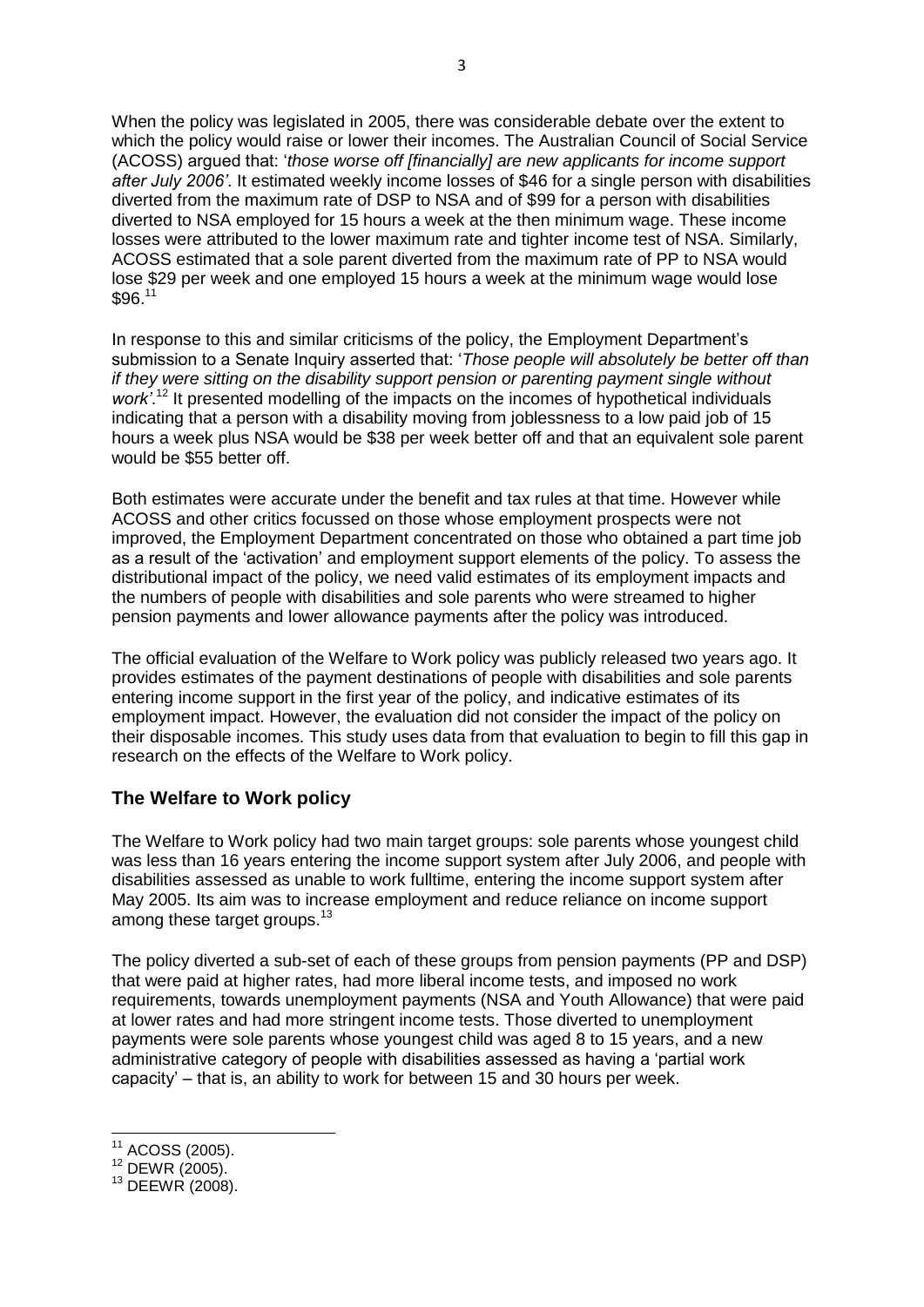When the policy was legislated in 2005, there was considerable debate over the extent to which the policy would raise or lower their incomes. The Australian Council of Social Service (ACOSS) argued that: '*those worse off [financially] are new applicants for income support after July 2006'*. It estimated weekly income losses of $46 for a single person with disabilities diverted from the maximum rate of DSP to NSA and of $99 for a person with disabilities diverted to NSA employed for 15 hours a week at the then minimum wage. These income losses were attributed to the lower maximum rate and tighter income test of NSA. Similarly, ACOSS estimated that a sole parent diverted from the maximum rate of PP to NSA would lose $29 per week and one employed 15 hours a week at the minimum wage would lose $96.[11]

In response to this and similar criticisms of the policy, the Employment Department's submission to a Senate Inquiry asserted that: '*Those people will absolutely be better off than if they were sitting on the disability support pension or parenting payment single without work'*.[12] It presented modelling of the impacts on the incomes of hypothetical individuals indicating that a person with a disability moving from joblessness to a low paid job of 15 hours a week plus NSA would be $38 per week better off and that an equivalent sole parent would be $55 better off.

Both estimates were accurate under the benefit and tax rules at that time. However while ACOSS and other critics focussed on those whose employment prospects were not improved, the Employment Department concentrated on those who obtained a part time job as a result of the 'activation' and employment support elements of the policy. To assess the distributional impact of the policy, we need valid estimates of its employment impacts and the numbers of people with disabilities and sole parents who were streamed to higher pension payments and lower allowance payments after the policy was introduced.

The official evaluation of the Welfare to Work policy was publicly released two years ago. It provides estimates of the payment destinations of people with disabilities and sole parents entering income support in the first year of the policy, and indicative estimates of its employment impact. However, the evaluation did not consider the impact of the policy on their disposable incomes. This study uses data from that evaluation to begin to fill this gap in research on the effects of the Welfare to Work policy.

## The Welfare to Work policy

The Welfare to Work policy had two main target groups: sole parents whose youngest child was less than 16 years entering the income support system after July 2006, and people with disabilities assessed as unable to work fulltime, entering the income support system after May 2005. Its aim was to increase employment and reduce reliance on income support among these target groups.[13]

The policy diverted a sub-set of each of these groups from pension payments (PP and DSP) that were paid at higher rates, had more liberal income tests, and imposed no work requirements, towards unemployment payments (NSA and Youth Allowance) that were paid at lower rates and had more stringent income tests. Those diverted to unemployment payments were sole parents whose youngest child was aged 8 to 15 years, and a new administrative category of people with disabilities assessed as having a 'partial work capacity' – that is, an ability to work for between 15 and 30 hours per week.

[11] ACOSS (2005).

[12] DEWR (2005).

[13] DEEWR (2008).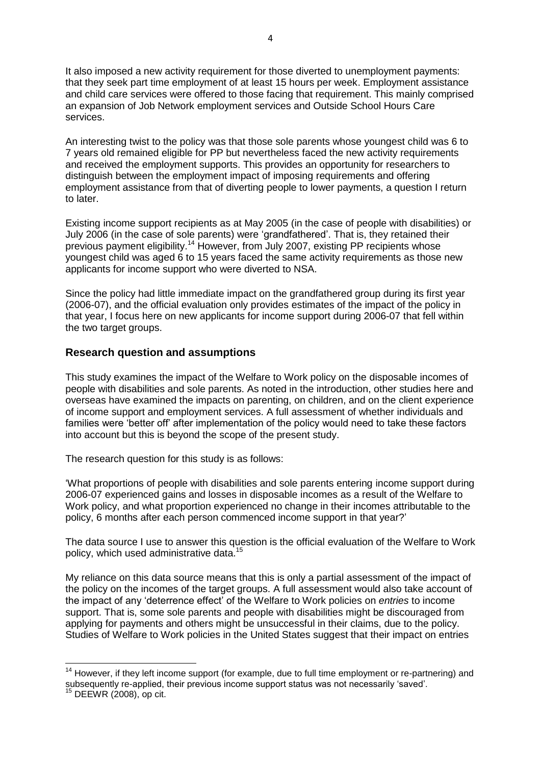It also imposed a new activity requirement for those diverted to unemployment payments: that they seek part time employment of at least 15 hours per week. Employment assistance and child care services were offered to those facing that requirement. This mainly comprised an expansion of Job Network employment services and Outside School Hours Care services.

An interesting twist to the policy was that those sole parents whose youngest child was 6 to 7 years old remained eligible for PP but nevertheless faced the new activity requirements and received the employment supports. This provides an opportunity for researchers to distinguish between the employment impact of imposing requirements and offering employment assistance from that of diverting people to lower payments, a question I return to later.

Existing income support recipients as at May 2005 (in the case of people with disabilities) or July 2006 (in the case of sole parents) were 'grandfathered'. That is, they retained their previous payment eligibility.[14] However, from July 2007, existing PP recipients whose youngest child was aged 6 to 15 years faced the same activity requirements as those new applicants for income support who were diverted to NSA.

Since the policy had little immediate impact on the grandfathered group during its first year (2006-07), and the official evaluation only provides estimates of the impact of the policy in that year, I focus here on new applicants for income support during 2006-07 that fell within the two target groups.

## Research question and assumptions

This study examines the impact of the Welfare to Work policy on the disposable incomes of people with disabilities and sole parents. As noted in the introduction, other studies here and overseas have examined the impacts on parenting, on children, and on the client experience of income support and employment services. A full assessment of whether individuals and families were 'better off' after implementation of the policy would need to take these factors into account but this is beyond the scope of the present study.

The research question for this study is as follows:

'What proportions of people with disabilities and sole parents entering income support during 2006-07 experienced gains and losses in disposable incomes as a result of the Welfare to Work policy, and what proportion experienced no change in their incomes attributable to the policy, 6 months after each person commenced income support in that year?'

The data source I use to answer this question is the official evaluation of the Welfare to Work policy, which used administrative data.[15]

My reliance on this data source means that this is only a partial assessment of the impact of the policy on the incomes of the target groups. A full assessment would also take account of the impact of any 'deterrence effect' of the Welfare to Work policies on *entries* to income support. That is, some sole parents and people with disabilities might be discouraged from applying for payments and others might be unsuccessful in their claims, due to the policy. Studies of Welfare to Work policies in the United States suggest that their impact on entries

---

[14] However, if they left income support (for example, due to full time employment or re-partnering) and subsequently re-applied, their previous income support status was not necessarily 'saved'.

[15] DEEWR (2008), op cit.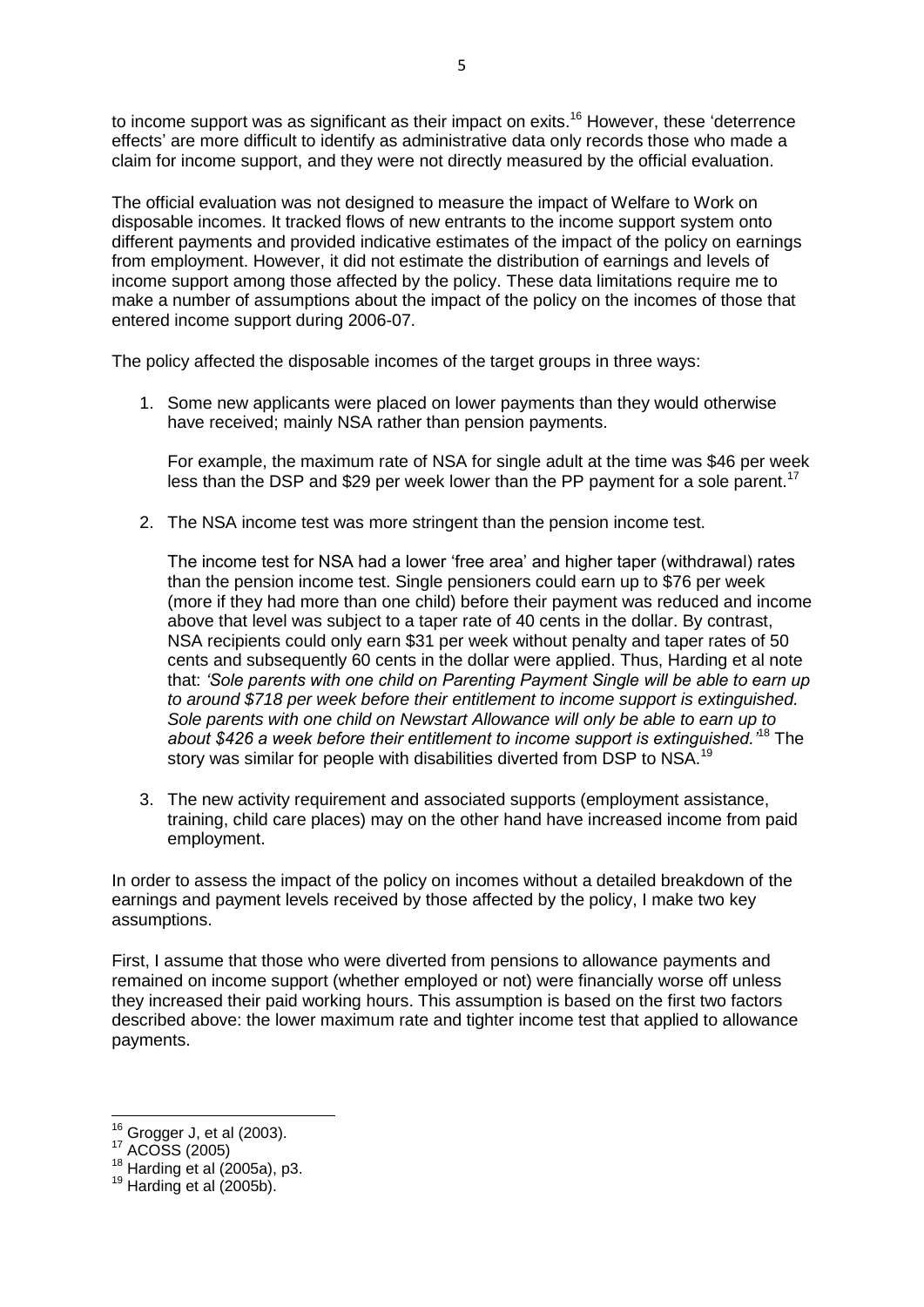to income support was as significant as their impact on exits.[16] However, these 'deterrence effects' are more difficult to identify as administrative data only records those who made a claim for income support, and they were not directly measured by the official evaluation.

The official evaluation was not designed to measure the impact of Welfare to Work on disposable incomes. It tracked flows of new entrants to the income support system onto different payments and provided indicative estimates of the impact of the policy on earnings from employment. However, it did not estimate the distribution of earnings and levels of income support among those affected by the policy. These data limitations require me to make a number of assumptions about the impact of the policy on the incomes of those that entered income support during 2006-07.

The policy affected the disposable incomes of the target groups in three ways:

1. Some new applicants were placed on lower payments than they would otherwise have received; mainly NSA rather than pension payments.

   For example, the maximum rate of NSA for single adult at the time was $46 per week less than the DSP and $29 per week lower than the PP payment for a sole parent.[17]

2. The NSA income test was more stringent than the pension income test.

   The income test for NSA had a lower 'free area' and higher taper (withdrawal) rates than the pension income test. Single pensioners could earn up to $76 per week (more if they had more than one child) before their payment was reduced and income above that level was subject to a taper rate of 40 cents in the dollar. By contrast, NSA recipients could only earn $31 per week without penalty and taper rates of 50 cents and subsequently 60 cents in the dollar were applied. Thus, Harding et al note that: *'Sole parents with one child on Parenting Payment Single will be able to earn up to around $718 per week before their entitlement to income support is extinguished. Sole parents with one child on Newstart Allowance will only be able to earn up to about $426 a week before their entitlement to income support is extinguished.'*[18] The story was similar for people with disabilities diverted from DSP to NSA.[19]

3. The new activity requirement and associated supports (employment assistance, training, child care places) may on the other hand have increased income from paid employment.

In order to assess the impact of the policy on incomes without a detailed breakdown of the earnings and payment levels received by those affected by the policy, I make two key assumptions.

First, I assume that those who were diverted from pensions to allowance payments and remained on income support (whether employed or not) were financially worse off unless they increased their paid working hours. This assumption is based on the first two factors described above: the lower maximum rate and tighter income test that applied to allowance payments.

[16] Grogger J, et al (2003).
[17] ACOSS (2005)
[18] Harding et al (2005a), p3.
[19] Harding et al (2005b).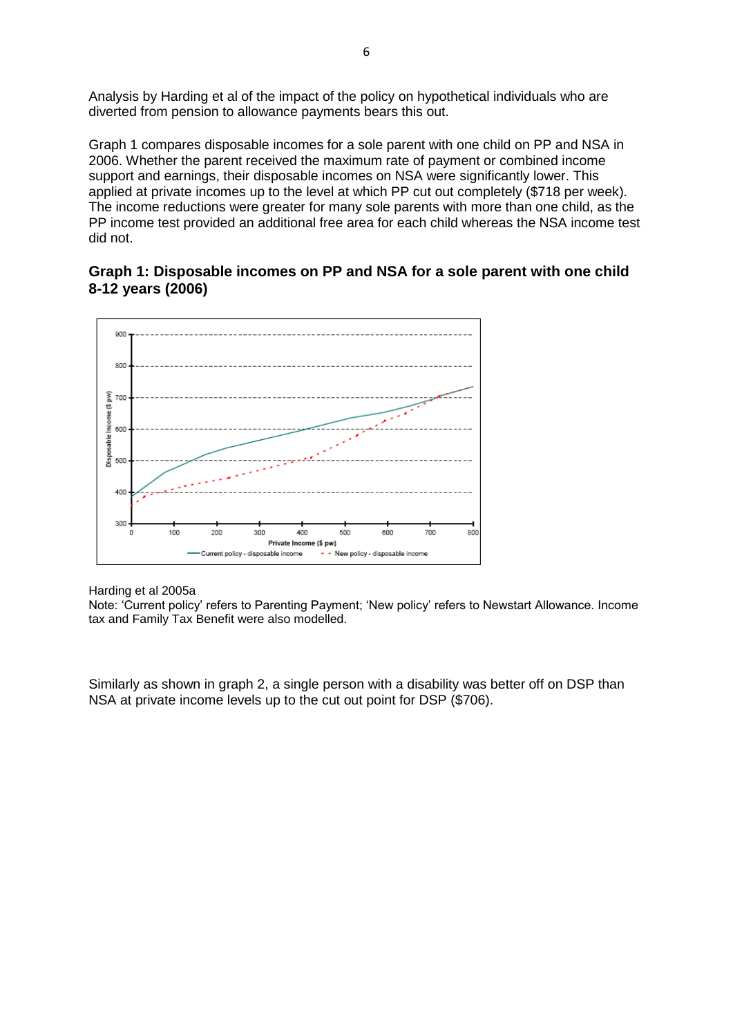Analysis by Harding et al of the impact of the policy on hypothetical individuals who are diverted from pension to allowance payments bears this out.

Graph 1 compares disposable incomes for a sole parent with one child on PP and NSA in 2006. Whether the parent received the maximum rate of payment or combined income support and earnings, their disposable incomes on NSA were significantly lower. This applied at private incomes up to the level at which PP cut out completely ($718 per week). The income reductions were greater for many sole parents with more than one child, as the PP income test provided an additional free area for each child whereas the NSA income test did not.

### Graph 1: Disposable incomes on PP and NSA for a sole parent with one child 8-12 years (2006)

Harding et al 2005a

Note: 'Current policy' refers to Parenting Payment; 'New policy' refers to Newstart Allowance. Income tax and Family Tax Benefit were also modelled.

Similarly as shown in graph 2, a single person with a disability was better off on DSP than NSA at private income levels up to the cut out point for DSP ($706).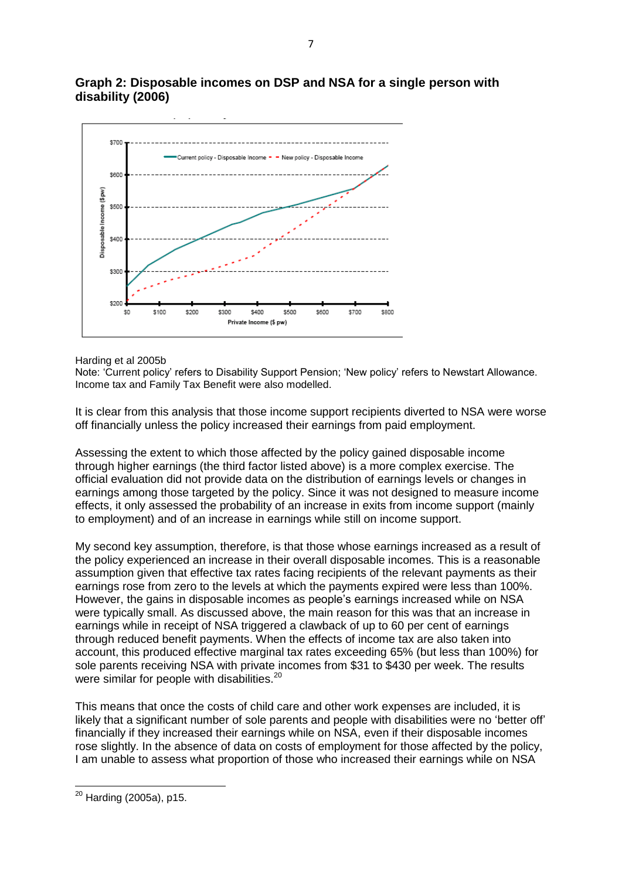**Graph 2: Disposable incomes on DSP and NSA for a single person with disability (2006)**

$700
$600
$500
$400
$300
$200

Disposable Income ($pw)

Current policy - Disposable Income
New policy - Disposable Income

$0 $100 $200 $300 $400 $500 $600 $700 $800

Private Income ($ pw)

Harding et al 2005b

Note: 'Current policy' refers to Disability Support Pension; 'New policy' refers to Newstart Allowance. Income tax and Family Tax Benefit were also modelled.

It is clear from this analysis that those income support recipients diverted to NSA were worse off financially unless the policy increased their earnings from paid employment.

Assessing the extent to which those affected by the policy gained disposable income through higher earnings (the third factor listed above) is a more complex exercise. The official evaluation did not provide data on the distribution of earnings levels or changes in earnings among those targeted by the policy. Since it was not designed to measure income effects, it only assessed the probability of an increase in exits from income support (mainly to employment) and of an increase in earnings while still on income support.

My second key assumption, therefore, is that those whose earnings increased as a result of the policy experienced an increase in their overall disposable incomes. This is a reasonable assumption given that effective tax rates facing recipients of the relevant payments as their earnings rose from zero to the levels at which the payments expired were less than 100%. However, the gains in disposable incomes as people's earnings increased while on NSA were typically small. As discussed above, the main reason for this was that an increase in earnings while in receipt of NSA triggered a clawback of up to 60 per cent of earnings through reduced benefit payments. When the effects of income tax are also taken into account, this produced effective marginal tax rates exceeding 65% (but less than 100%) for sole parents receiving NSA with private incomes from $31 to $430 per week. The results were similar for people with disabilities.[20]

This means that once the costs of child care and other work expenses are included, it is likely that a significant number of sole parents and people with disabilities were no 'better off' financially if they increased their earnings while on NSA, even if their disposable incomes rose slightly. In the absence of data on costs of employment for those affected by the policy, I am unable to assess what proportion of those who increased their earnings while on NSA

[20] Harding (2005a), p15.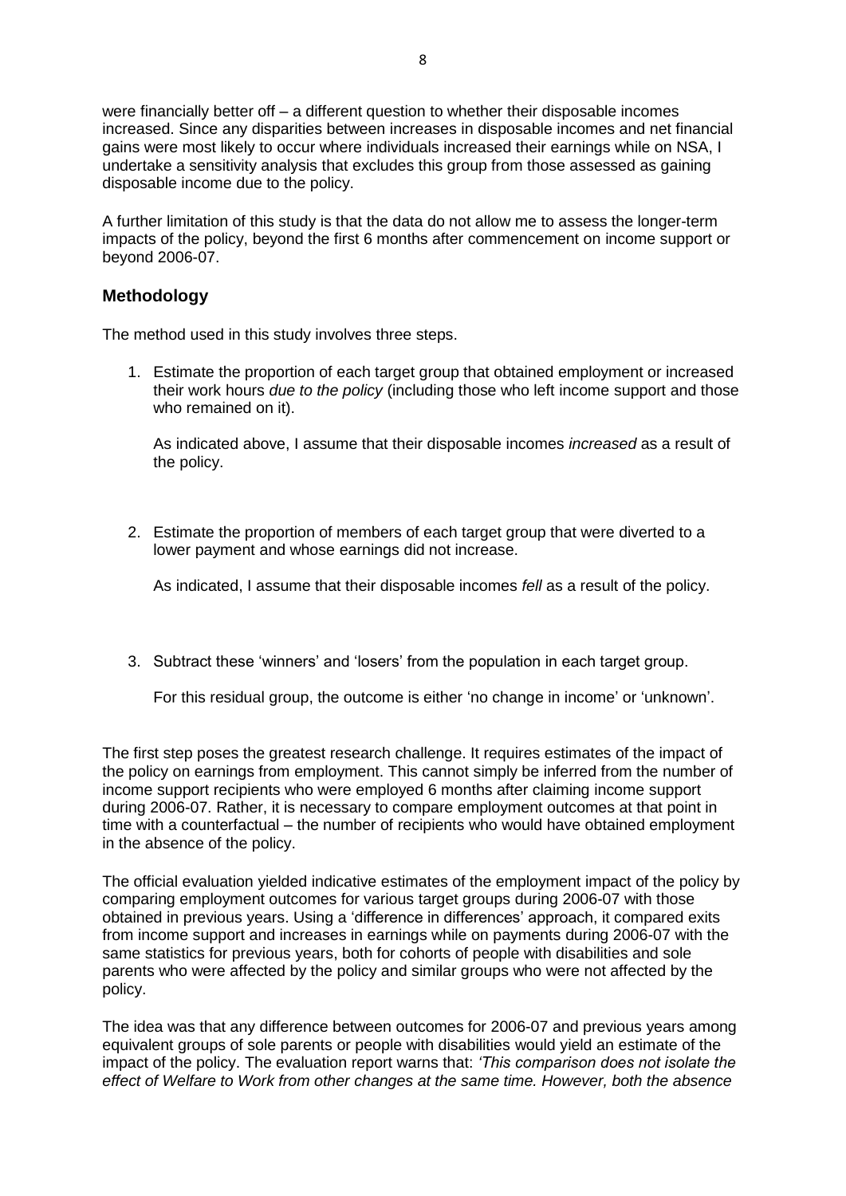were financially better off – a different question to whether their disposable incomes increased. Since any disparities between increases in disposable incomes and net financial gains were most likely to occur where individuals increased their earnings while on NSA, I undertake a sensitivity analysis that excludes this group from those assessed as gaining disposable income due to the policy.

A further limitation of this study is that the data do not allow me to assess the longer-term impacts of the policy, beyond the first 6 months after commencement on income support or beyond 2006-07.

## Methodology

The method used in this study involves three steps.

1. Estimate the proportion of each target group that obtained employment or increased their work hours *due to the policy* (including those who left income support and those who remained on it).

   As indicated above, I assume that their disposable incomes *increased* as a result of the policy.

2. Estimate the proportion of members of each target group that were diverted to a lower payment and whose earnings did not increase.

   As indicated, I assume that their disposable incomes *fell* as a result of the policy.

3. Subtract these 'winners' and 'losers' from the population in each target group.

   For this residual group, the outcome is either 'no change in income' or 'unknown'.

The first step poses the greatest research challenge. It requires estimates of the impact of the policy on earnings from employment. This cannot simply be inferred from the number of income support recipients who were employed 6 months after claiming income support during 2006-07. Rather, it is necessary to compare employment outcomes at that point in time with a counterfactual – the number of recipients who would have obtained employment in the absence of the policy.

The official evaluation yielded indicative estimates of the employment impact of the policy by comparing employment outcomes for various target groups during 2006-07 with those obtained in previous years. Using a 'difference in differences' approach, it compared exits from income support and increases in earnings while on payments during 2006-07 with the same statistics for previous years, both for cohorts of people with disabilities and sole parents who were affected by the policy and similar groups who were not affected by the policy.

The idea was that any difference between outcomes for 2006-07 and previous years among equivalent groups of sole parents or people with disabilities would yield an estimate of the impact of the policy. The evaluation report warns that: *'This comparison does not isolate the effect of Welfare to Work from other changes at the same time. However, both the absence*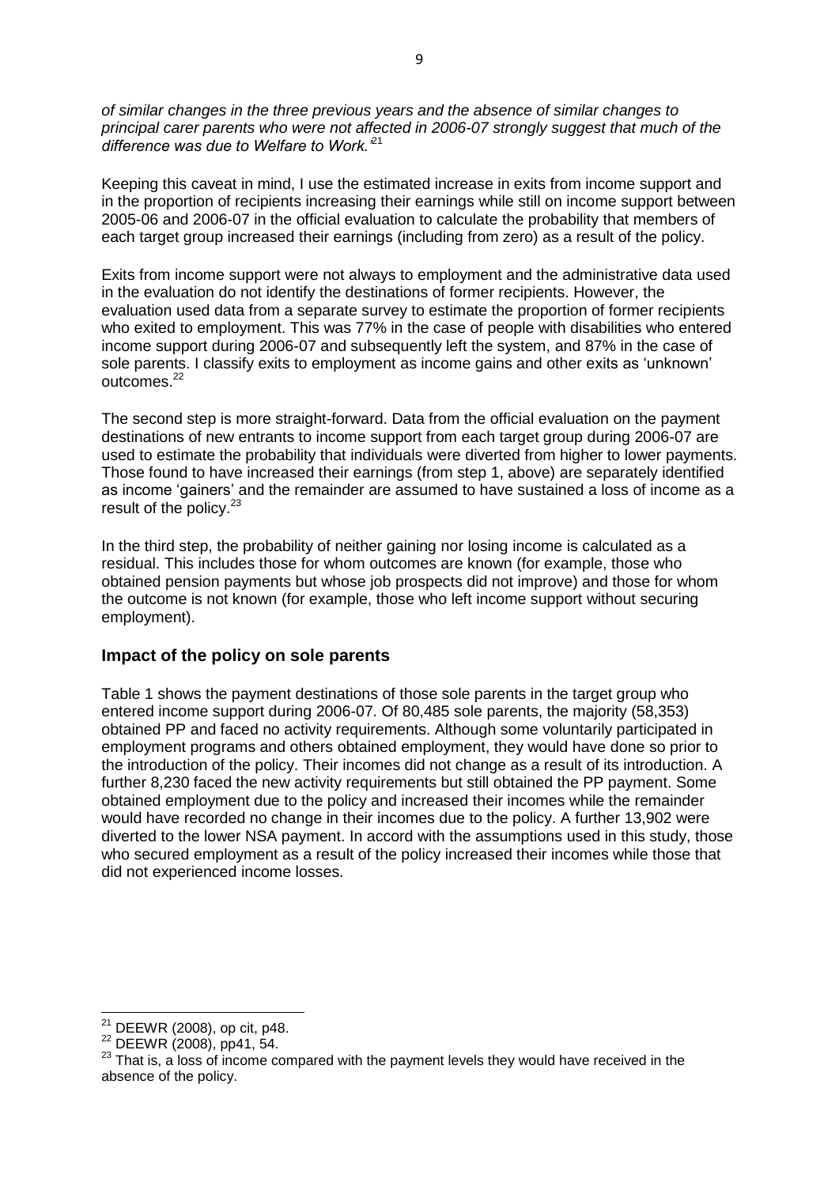*of similar changes in the three previous years and the absence of similar changes to principal carer parents who were not affected in 2006-07 strongly suggest that much of the difference was due to Welfare to Work.'*[21]

Keeping this caveat in mind, I use the estimated increase in exits from income support and in the proportion of recipients increasing their earnings while still on income support between 2005-06 and 2006-07 in the official evaluation to calculate the probability that members of each target group increased their earnings (including from zero) as a result of the policy.

Exits from income support were not always to employment and the administrative data used in the evaluation do not identify the destinations of former recipients. However, the evaluation used data from a separate survey to estimate the proportion of former recipients who exited to employment. This was 77% in the case of people with disabilities who entered income support during 2006-07 and subsequently left the system, and 87% in the case of sole parents. I classify exits to employment as income gains and other exits as 'unknown' outcomes.[22]

The second step is more straight-forward. Data from the official evaluation on the payment destinations of new entrants to income support from each target group during 2006-07 are used to estimate the probability that individuals were diverted from higher to lower payments. Those found to have increased their earnings (from step 1, above) are separately identified as income 'gainers' and the remainder are assumed to have sustained a loss of income as a result of the policy.[23]

In the third step, the probability of neither gaining nor losing income is calculated as a residual. This includes those for whom outcomes are known (for example, those who obtained pension payments but whose job prospects did not improve) and those for whom the outcome is not known (for example, those who left income support without securing employment).

## Impact of the policy on sole parents

Table 1 shows the payment destinations of those sole parents in the target group who entered income support during 2006-07. Of 80,485 sole parents, the majority (58,353) obtained PP and faced no activity requirements. Although some voluntarily participated in employment programs and others obtained employment, they would have done so prior to the introduction of the policy. Their incomes did not change as a result of its introduction. A further 8,230 faced the new activity requirements but still obtained the PP payment. Some obtained employment due to the policy and increased their incomes while the remainder would have recorded no change in their incomes due to the policy. A further 13,902 were diverted to the lower NSA payment. In accord with the assumptions used in this study, those who secured employment as a result of the policy increased their incomes while those that did not experienced income losses.

---

[21] DEEWR (2008), op cit, p48.

[22] DEEWR (2008), pp41, 54.

[23] That is, a loss of income compared with the payment levels they would have received in the absence of the policy.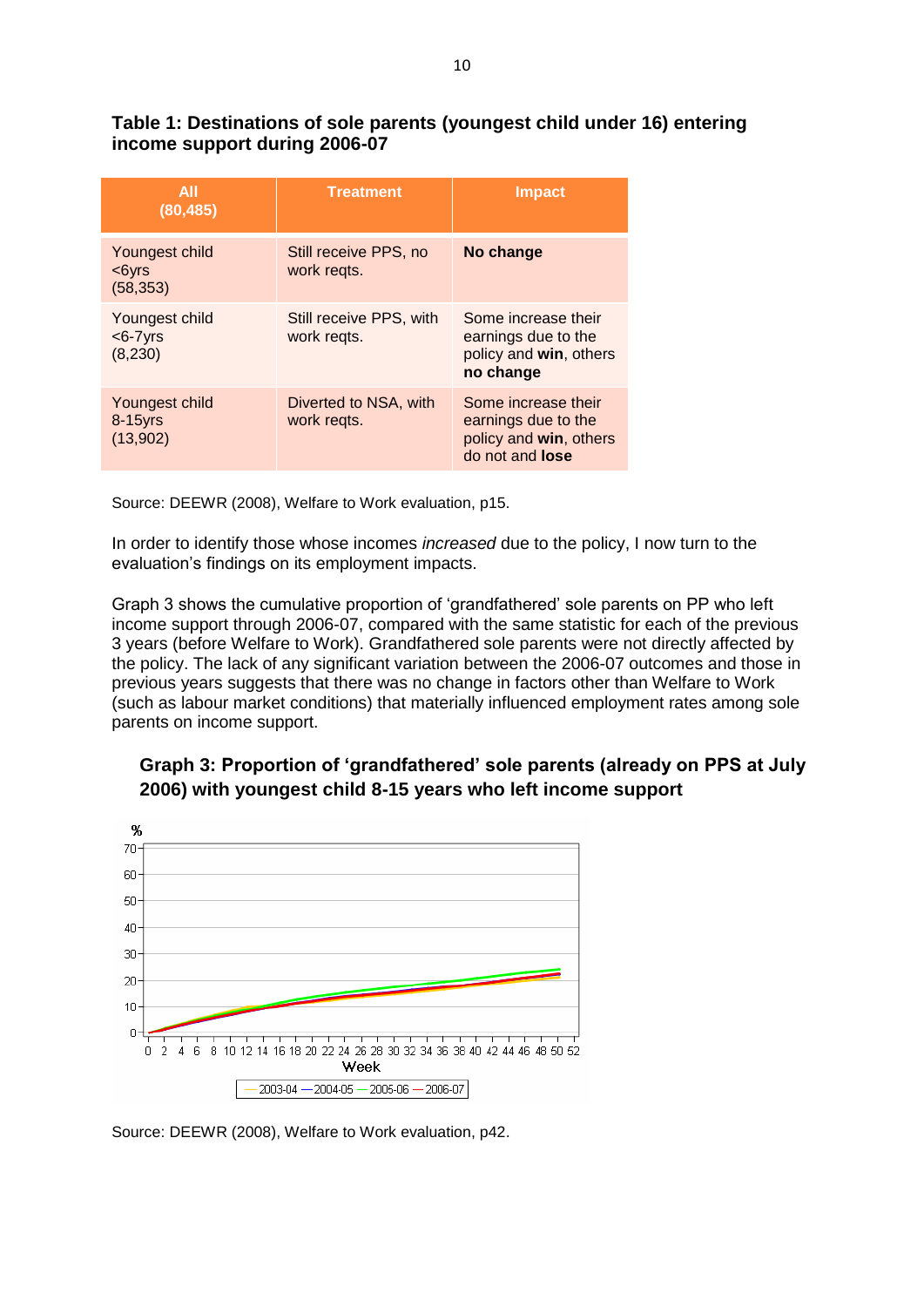**Table 1: Destinations of sole parents (youngest child under 16) entering income support during 2006-07**

| All (80,485) | Treatment | Impact |
|---|---|---|
| Youngest child <6yrs (58,353) | Still receive PPS, no work reqts. | **No change** |
| Youngest child <6-7yrs (8,230) | Still receive PPS, with work reqts. | Some increase their earnings due to the policy and **win**, others **no change** |
| Youngest child 8-15yrs (13,902) | Diverted to NSA, with work reqts. | Some increase their earnings due to the policy and **win**, others do not and **lose** |

Source: DEEWR (2008), Welfare to Work evaluation, p15.

In order to identify those whose incomes *increased* due to the policy, I now turn to the evaluation's findings on its employment impacts.

Graph 3 shows the cumulative proportion of 'grandfathered' sole parents on PP who left income support through 2006-07, compared with the same statistic for each of the previous 3 years (before Welfare to Work). Grandfathered sole parents were not directly affected by the policy. The lack of any significant variation between the 2006-07 outcomes and those in previous years suggests that there was no change in factors other than Welfare to Work (such as labour market conditions) that materially influenced employment rates among sole parents on income support.

**Graph 3: Proportion of 'grandfathered' sole parents (already on PPS at July 2006) with youngest child 8-15 years who left income support**

%
70
60
50
40
30
20
10
0
0 2 4 6 8 10 12 14 16 18 20 22 24 26 28 30 32 34 36 38 40 42 44 46 48 50 52
Week
2003-04 2004-05 2005-06 2006-07

Source: DEEWR (2008), Welfare to Work evaluation, p42.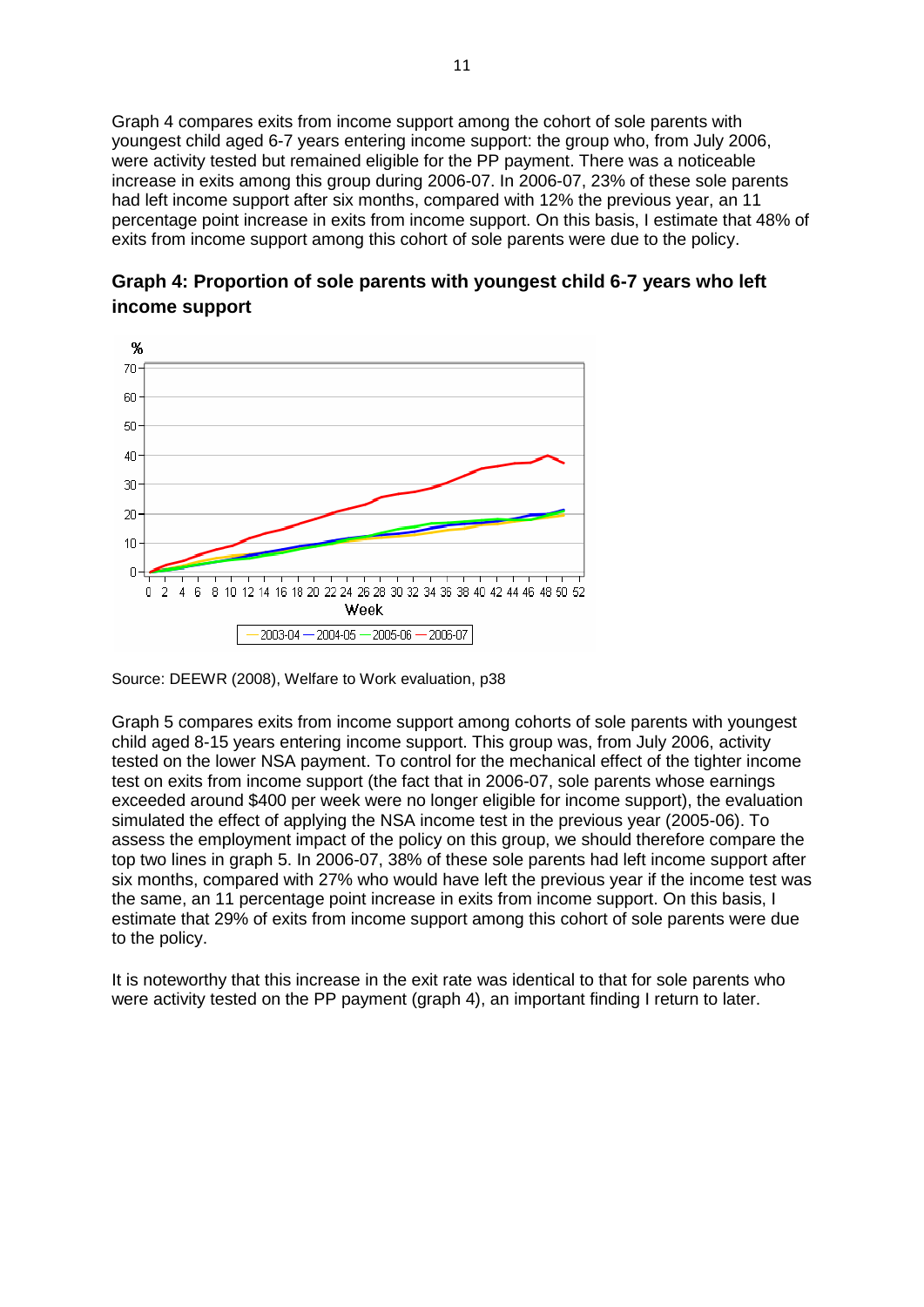Graph 4 compares exits from income support among the cohort of sole parents with youngest child aged 6-7 years entering income support: the group who, from July 2006, were activity tested but remained eligible for the PP payment. There was a noticeable increase in exits among this group during 2006-07. In 2006-07, 23% of these sole parents had left income support after six months, compared with 12% the previous year, an 11 percentage point increase in exits from income support. On this basis, I estimate that 48% of exits from income support among this cohort of sole parents were due to the policy.

### Graph 4: Proportion of sole parents with youngest child 6-7 years who left income support

%
70
60
50
40
30
20
10
0
0 2 4 6 8 10 12 14 16 18 20 22 24 26 28 30 32 34 36 38 40 42 44 46 48 50 52
Week
2003-04 2004-05 2005-06 2006-07

Source: DEEWR (2008), Welfare to Work evaluation, p38

Graph 5 compares exits from income support among cohorts of sole parents with youngest child aged 8-15 years entering income support. This group was, from July 2006, activity tested on the lower NSA payment. To control for the mechanical effect of the tighter income test on exits from income support (the fact that in 2006-07, sole parents whose earnings exceeded around $400 per week were no longer eligible for income support), the evaluation simulated the effect of applying the NSA income test in the previous year (2005-06). To assess the employment impact of the policy on this group, we should therefore compare the top two lines in graph 5. In 2006-07, 38% of these sole parents had left income support after six months, compared with 27% who would have left the previous year if the income test was the same, an 11 percentage point increase in exits from income support. On this basis, I estimate that 29% of exits from income support among this cohort of sole parents were due to the policy.

It is noteworthy that this increase in the exit rate was identical to that for sole parents who were activity tested on the PP payment (graph 4), an important finding I return to later.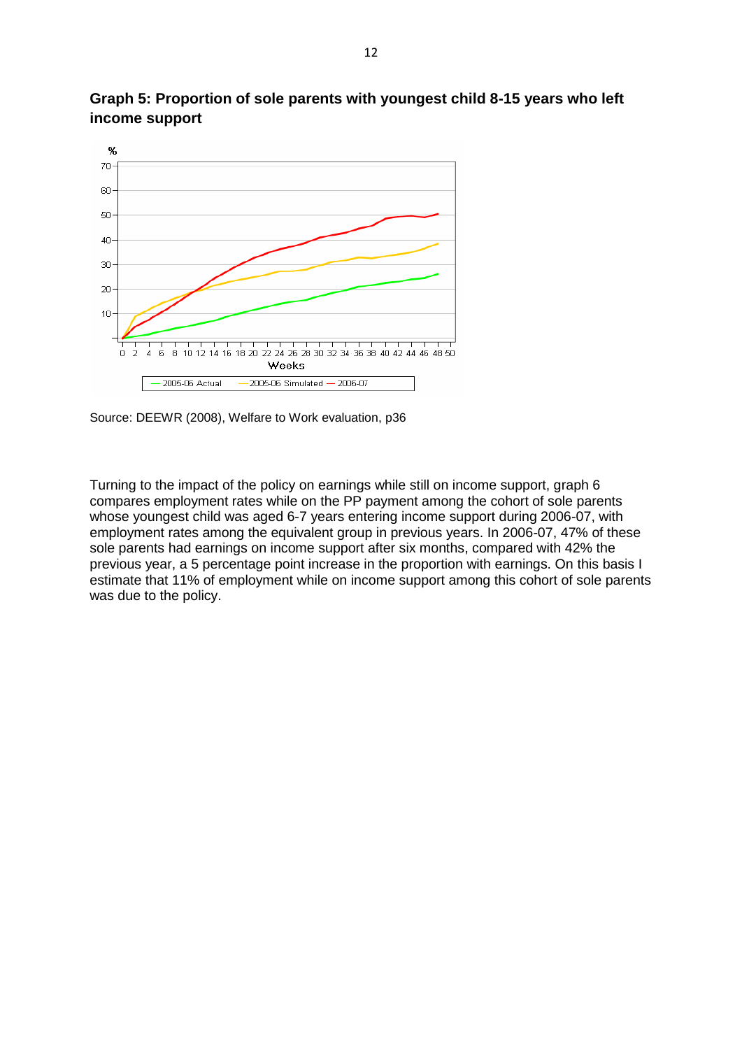**Graph 5: Proportion of sole parents with youngest child 8-15 years who left income support**

%

70
60
50
40
30
20
10
-

0 2 4 6 8 10 12 14 16 18 20 22 24 26 28 30 32 34 36 38 40 42 44 46 48 50

Weeks

2005-06 Actual — 2005-06 Simulated — 2006-07

Source: DEEWR (2008), Welfare to Work evaluation, p36

Turning to the impact of the policy on earnings while still on income support, graph 6 compares employment rates while on the PP payment among the cohort of sole parents whose youngest child was aged 6-7 years entering income support during 2006-07, with employment rates among the equivalent group in previous years. In 2006-07, 47% of these sole parents had earnings on income support after six months, compared with 42% the previous year, a 5 percentage point increase in the proportion with earnings. On this basis I estimate that 11% of employment while on income support among this cohort of sole parents was due to the policy.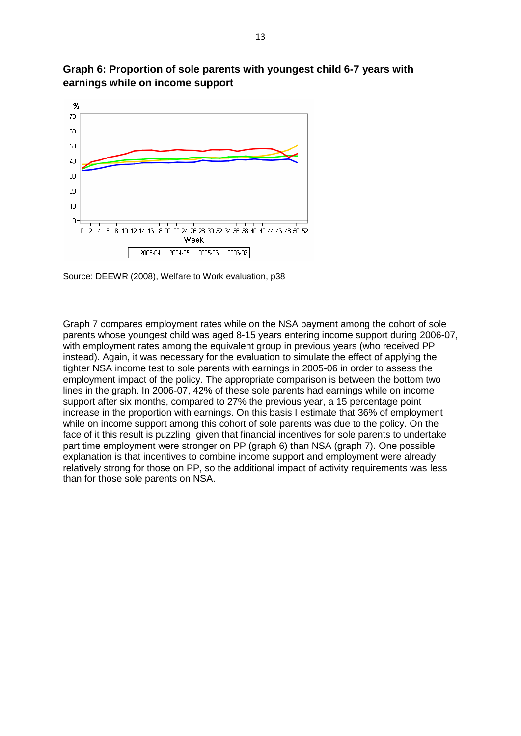**Graph 6: Proportion of sole parents with youngest child 6-7 years with earnings while on income support**

%
70
60
50
40
30
20
10
0
0 2 4 6 8 10 12 14 16 18 20 22 24 26 28 30 32 34 36 38 40 42 44 46 48 50 52
Week
2003-04 — 2004-05 — 2005-06 — 2006-07

Source: DEEWR (2008), Welfare to Work evaluation, p38

Graph 7 compares employment rates while on the NSA payment among the cohort of sole parents whose youngest child was aged 8-15 years entering income support during 2006-07, with employment rates among the equivalent group in previous years (who received PP instead). Again, it was necessary for the evaluation to simulate the effect of applying the tighter NSA income test to sole parents with earnings in 2005-06 in order to assess the employment impact of the policy. The appropriate comparison is between the bottom two lines in the graph. In 2006-07, 42% of these sole parents had earnings while on income support after six months, compared to 27% the previous year, a 15 percentage point increase in the proportion with earnings. On this basis I estimate that 36% of employment while on income support among this cohort of sole parents was due to the policy. On the face of it this result is puzzling, given that financial incentives for sole parents to undertake part time employment were stronger on PP (graph 6) than NSA (graph 7). One possible explanation is that incentives to combine income support and employment were already relatively strong for those on PP, so the additional impact of activity requirements was less than for those sole parents on NSA.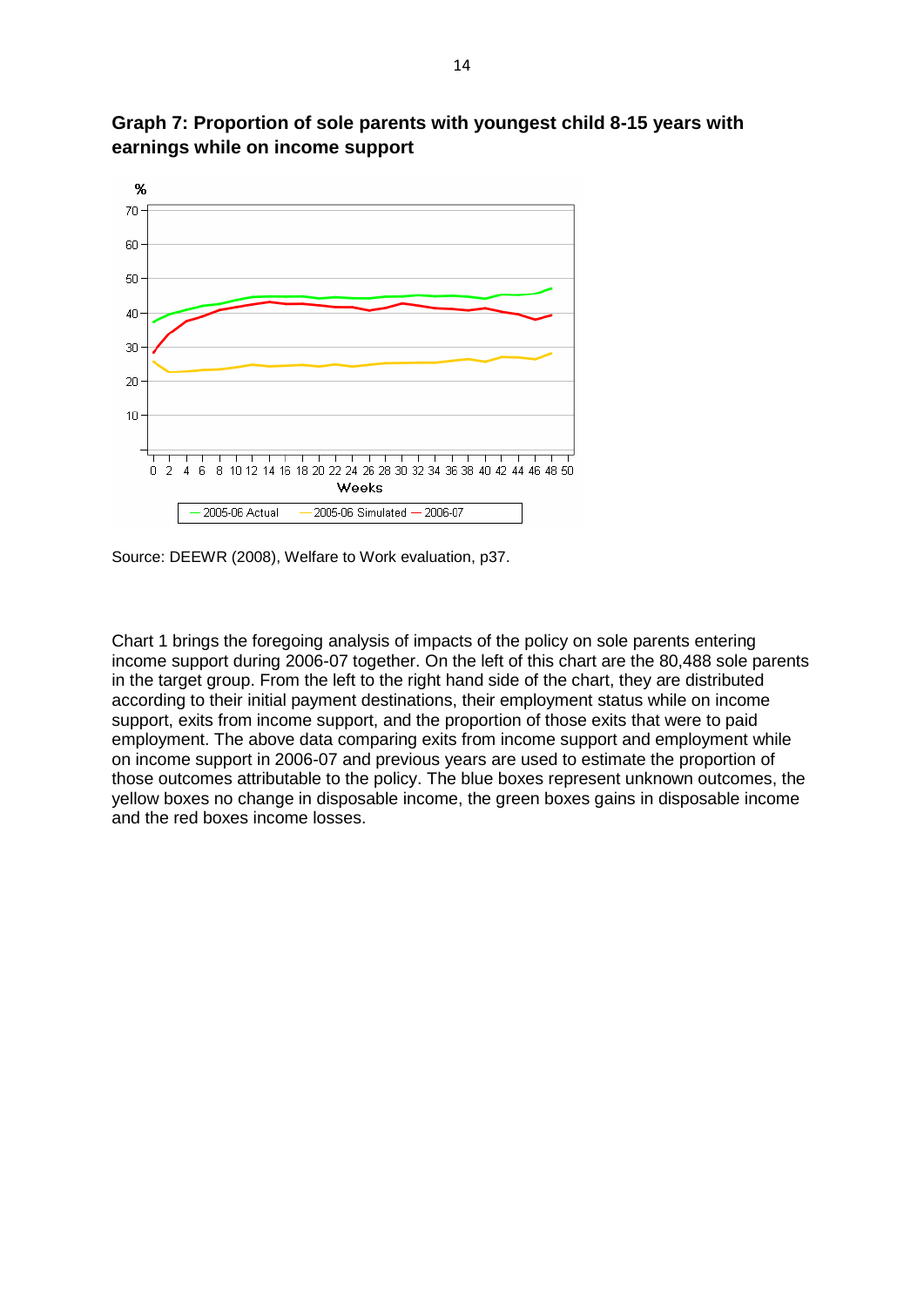**Graph 7: Proportion of sole parents with youngest child 8-15 years with earnings while on income support**

%

70

60

50

40

30

20

10

0 2 4 6 8 10 12 14 16 18 20 22 24 26 28 30 32 34 36 38 40 42 44 46 48 50

Weeks

— 2005-06 Actual — 2005-06 Simulated — 2006-07

Source: DEEWR (2008), Welfare to Work evaluation, p37.

Chart 1 brings the foregoing analysis of impacts of the policy on sole parents entering income support during 2006-07 together. On the left of this chart are the 80,488 sole parents in the target group. From the left to the right hand side of the chart, they are distributed according to their initial payment destinations, their employment status while on income support, exits from income support, and the proportion of those exits that were to paid employment. The above data comparing exits from income support and employment while on income support in 2006-07 and previous years are used to estimate the proportion of those outcomes attributable to the policy. The blue boxes represent unknown outcomes, the yellow boxes no change in disposable income, the green boxes gains in disposable income and the red boxes income losses.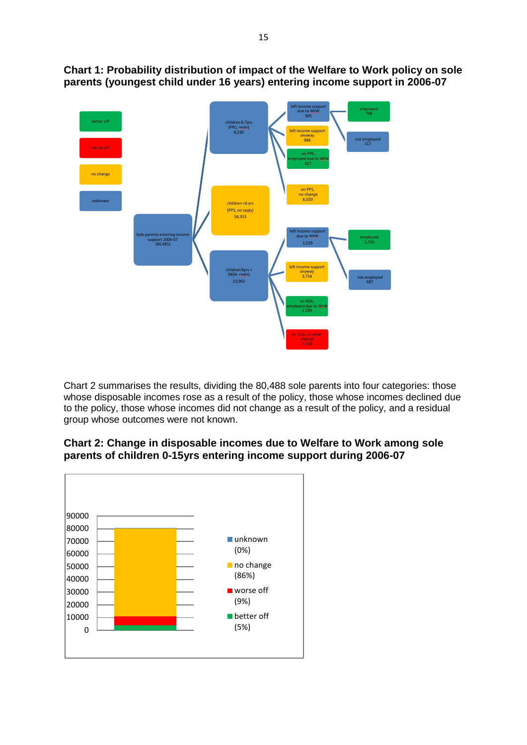**Chart 1: Probability distribution of impact of the Welfare to Work policy on sole parents (youngest child under 16 years) entering income support in 2006-07**

better off

worse off

no change

unknown

Sole parents entering income support 2006-07 (80,485)

children 6-7yrs (PPS, reqts) 8,230

left income support due to WtW 905

employed 788

not employed 117

left income support anyway 988

on PPS, employed due to WtW 317

on PPS, no change 6,020

children <6 yrs (PPS, no reqts) 58,353

children 8yrs + (NSA- reqts) 13,902

left income support due to WtW 1,529

employed 1,330

not employed 687

left income support anyway 3,754

on NSA, employed due to WtW 1,293

on NSA, no other change 7,326

Chart 2 summarises the results, dividing the 80,488 sole parents into four categories: those whose disposable incomes rose as a result of the policy, those whose incomes declined due to the policy, those whose incomes did not change as a result of the policy, and a residual group whose outcomes were not known.

**Chart 2: Change in disposable incomes due to Welfare to Work among sole parents of children 0-15yrs entering income support during 2006-07**

90000
80000
70000
60000
50000
40000
30000
20000
10000
0

unknown (0%)

no change (86%)

worse off (9%)

better off (5%)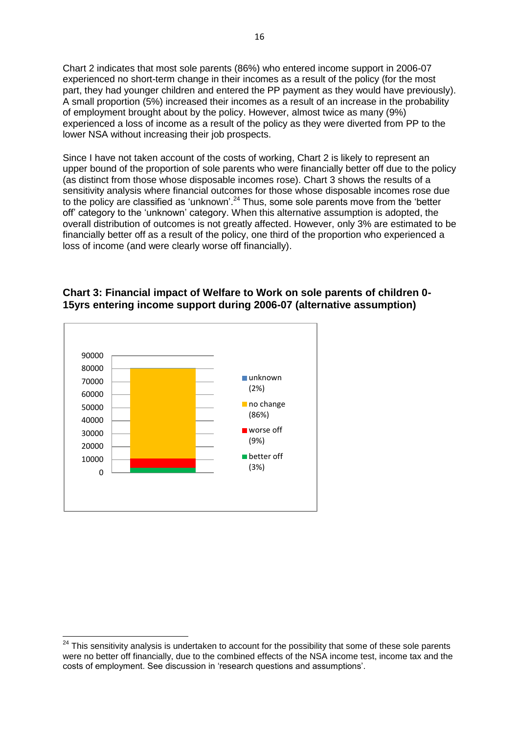Chart 2 indicates that most sole parents (86%) who entered income support in 2006-07 experienced no short-term change in their incomes as a result of the policy (for the most part, they had younger children and entered the PP payment as they would have previously). A small proportion (5%) increased their incomes as a result of an increase in the probability of employment brought about by the policy. However, almost twice as many (9%) experienced a loss of income as a result of the policy as they were diverted from PP to the lower NSA without increasing their job prospects.

Since I have not taken account of the costs of working, Chart 2 is likely to represent an upper bound of the proportion of sole parents who were financially better off due to the policy (as distinct from those whose disposable incomes rose). Chart 3 shows the results of a sensitivity analysis where financial outcomes for those whose disposable incomes rose due to the policy are classified as 'unknown'.[24] Thus, some sole parents move from the 'better off' category to the 'unknown' category. When this alternative assumption is adopted, the overall distribution of outcomes is not greatly affected. However, only 3% are estimated to be financially better off as a result of the policy, one third of the proportion who experienced a loss of income (and were clearly worse off financially).

**Chart 3: Financial impact of Welfare to Work on sole parents of children 0-15yrs entering income support during 2006-07 (alternative assumption)**

90000
80000
70000
60000
50000
40000
30000
20000
10000
0

unknown (2%)
no change (86%)
worse off (9%)
better off (3%)

[24] This sensitivity analysis is undertaken to account for the possibility that some of these sole parents were no better off financially, due to the combined effects of the NSA income test, income tax and the costs of employment. See discussion in 'research questions and assumptions'.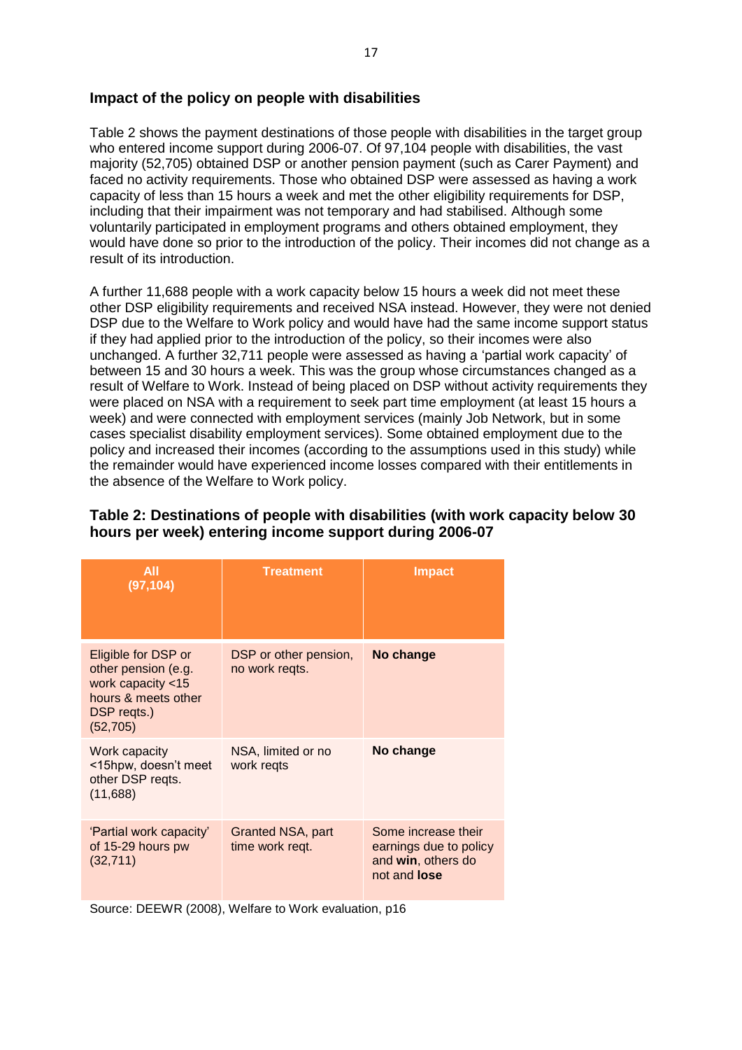### Impact of the policy on people with disabilities

Table 2 shows the payment destinations of those people with disabilities in the target group who entered income support during 2006-07. Of 97,104 people with disabilities, the vast majority (52,705) obtained DSP or another pension payment (such as Carer Payment) and faced no activity requirements. Those who obtained DSP were assessed as having a work capacity of less than 15 hours a week and met the other eligibility requirements for DSP, including that their impairment was not temporary and had stabilised. Although some voluntarily participated in employment programs and others obtained employment, they would have done so prior to the introduction of the policy. Their incomes did not change as a result of its introduction.

A further 11,688 people with a work capacity below 15 hours a week did not meet these other DSP eligibility requirements and received NSA instead. However, they were not denied DSP due to the Welfare to Work policy and would have had the same income support status if they had applied prior to the introduction of the policy, so their incomes were also unchanged. A further 32,711 people were assessed as having a 'partial work capacity' of between 15 and 30 hours a week. This was the group whose circumstances changed as a result of Welfare to Work. Instead of being placed on DSP without activity requirements they were placed on NSA with a requirement to seek part time employment (at least 15 hours a week) and were connected with employment services (mainly Job Network, but in some cases specialist disability employment services). Some obtained employment due to the policy and increased their incomes (according to the assumptions used in this study) while the remainder would have experienced income losses compared with their entitlements in the absence of the Welfare to Work policy.

**Table 2: Destinations of people with disabilities (with work capacity below 30 hours per week) entering income support during 2006-07**

| All (97,104) | Treatment | Impact |
|---|---|---|
| Eligible for DSP or other pension (e.g. work capacity <15 hours & meets other DSP reqts.) (52,705) | DSP or other pension, no work reqts. | **No change** |
| Work capacity <15hpw, doesn't meet other DSP reqts. (11,688) | NSA, limited or no work reqts | **No change** |
| 'Partial work capacity' of 15-29 hours pw (32,711) | Granted NSA, part time work reqt. | Some increase their earnings due to policy and **win**, others do not and **lose** |

Source: DEEWR (2008), Welfare to Work evaluation, p16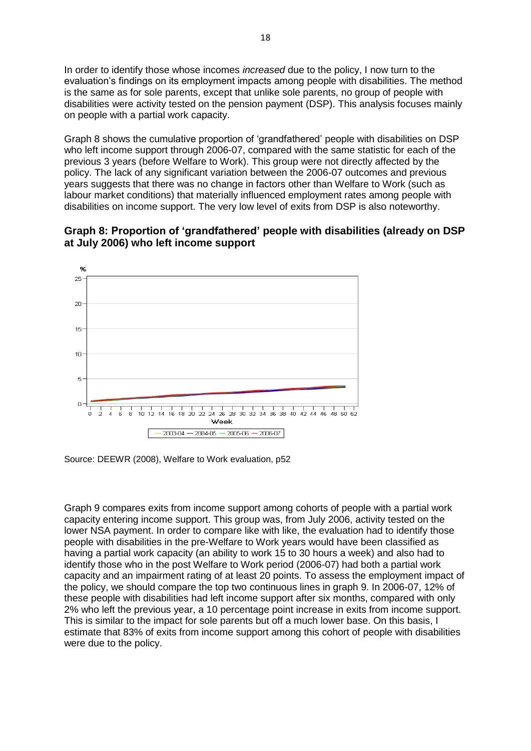In order to identify those whose incomes *increased* due to the policy, I now turn to the evaluation's findings on its employment impacts among people with disabilities. The method is the same as for sole parents, except that unlike sole parents, no group of people with disabilities were activity tested on the pension payment (DSP). This analysis focuses mainly on people with a partial work capacity.

Graph 8 shows the cumulative proportion of 'grandfathered' people with disabilities on DSP who left income support through 2006-07, compared with the same statistic for each of the previous 3 years (before Welfare to Work). This group were not directly affected by the policy. The lack of any significant variation between the 2006-07 outcomes and previous years suggests that there was no change in factors other than Welfare to Work (such as labour market conditions) that materially influenced employment rates among people with disabilities on income support. The very low level of exits from DSP is also noteworthy.

### Graph 8: Proportion of 'grandfathered' people with disabilities (already on DSP at July 2006) who left income support

%

25
20
15
10
5
0

0 2 4 6 8 10 12 14 16 18 20 22 24 26 28 30 32 34 36 38 40 42 44 46 48 50 52

Week

2003-04 — 2004-05 — 2005-06 — 2006-07

Source: DEEWR (2008), Welfare to Work evaluation, p52

Graph 9 compares exits from income support among cohorts of people with a partial work capacity entering income support. This group was, from July 2006, activity tested on the lower NSA payment. In order to compare like with like, the evaluation had to identify those people with disabilities in the pre-Welfare to Work years would have been classified as having a partial work capacity (an ability to work 15 to 30 hours a week) and also had to identify those who in the post Welfare to Work period (2006-07) had both a partial work capacity and an impairment rating of at least 20 points. To assess the employment impact of the policy, we should compare the top two continuous lines in graph 9. In 2006-07, 12% of these people with disabilities had left income support after six months, compared with only 2% who left the previous year, a 10 percentage point increase in exits from income support. This is similar to the impact for sole parents but off a much lower base. On this basis, I estimate that 83% of exits from income support among this cohort of people with disabilities were due to the policy.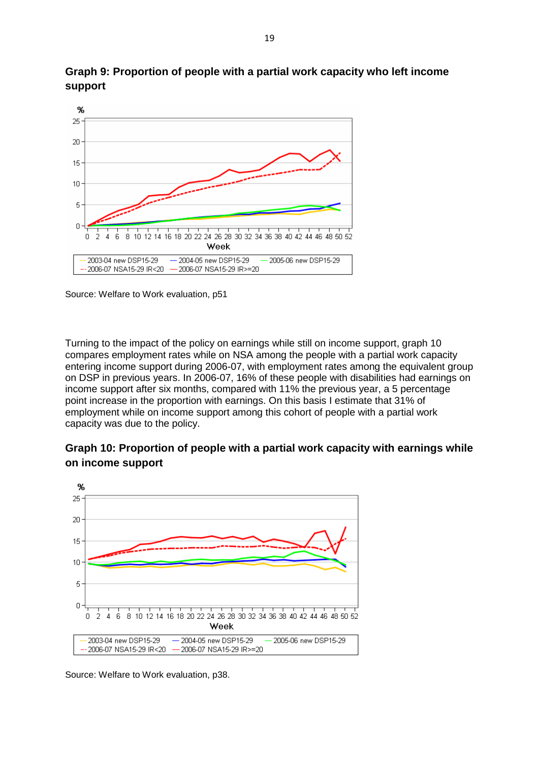### Graph 9: Proportion of people with a partial work capacity who left income support

%

25
20
15
10
5
0

0 2 4 6 8 10 12 14 16 18 20 22 24 26 28 30 32 34 36 38 40 42 44 46 48 50 52

Week

2003-04 new DSP15-29
2004-05 new DSP15-29
2005-06 new DSP15-29
2006-07 NSA15-29 IR<20
2006-07 NSA15-29 IR>=20

Source: Welfare to Work evaluation, p51

Turning to the impact of the policy on earnings while still on income support, graph 10 compares employment rates while on NSA among the people with a partial work capacity entering income support during 2006-07, with employment rates among the equivalent group on DSP in previous years. In 2006-07, 16% of these people with disabilities had earnings on income support after six months, compared with 11% the previous year, a 5 percentage point increase in the proportion with earnings. On this basis I estimate that 31% of employment while on income support among this cohort of people with a partial work capacity was due to the policy.

### Graph 10: Proportion of people with a partial work capacity with earnings while on income support

%

25
20
15
10
5
0

0 2 4 6 8 10 12 14 16 18 20 22 24 26 28 30 32 34 36 38 40 42 44 46 48 50 52

Week

2003-04 new DSP15-29
2004-05 new DSP15-29
2005-06 new DSP15-29
2006-07 NSA15-29 IR<20
2006-07 NSA15-29 IR>=20

Source: Welfare to Work evaluation, p38.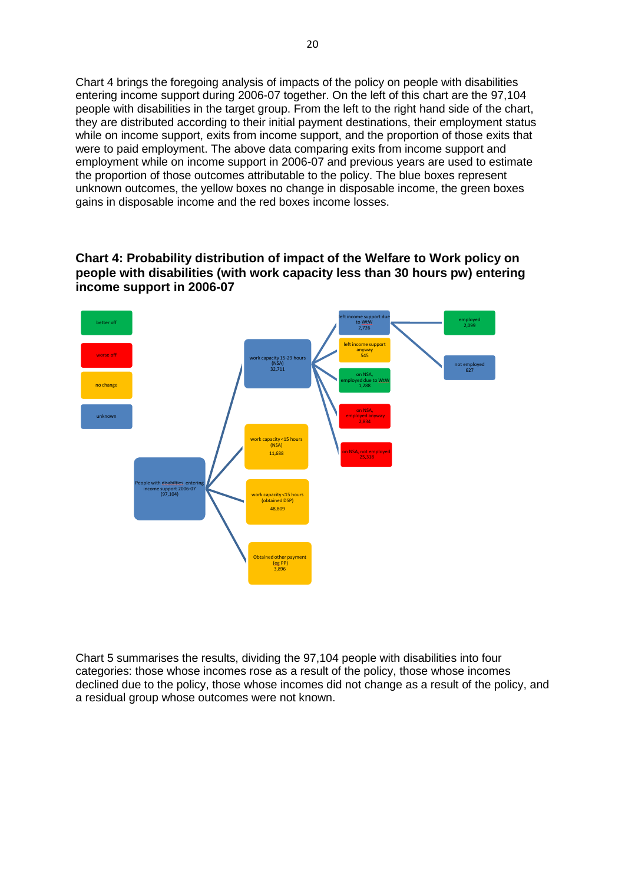Chart 4 brings the foregoing analysis of impacts of the policy on people with disabilities entering income support during 2006-07 together. On the left of this chart are the 97,104 people with disabilities in the target group. From the left to the right hand side of the chart, they are distributed according to their initial payment destinations, their employment status while on income support, exits from income support, and the proportion of those exits that were to paid employment. The above data comparing exits from income support and employment while on income support in 2006-07 and previous years are used to estimate the proportion of those outcomes attributable to the policy. The blue boxes represent unknown outcomes, the yellow boxes no change in disposable income, the green boxes gains in disposable income and the red boxes income losses.

**Chart 4: Probability distribution of impact of the Welfare to Work policy on people with disabilities (with work capacity less than 30 hours pw) entering income support in 2006-07**

better off

worse off

no change

unknown

People with disabilities entering income support 2006-07 (97,104)

work capacity 15-29 hours (NSA) 32,711

work capacity <15 hours (NSA) 11,688

work capacity <15 hours (obtained DSP) 48,809

Obtained other payment (eg PP) 3,896

left income support due to WtW 2,726

left income support anyway 545

on NSA, employed due to WtW 1,288

on NSA, employed anyway 2,814

on NSA, not employed 25,315

employed 2,099

not employed 627

Chart 5 summarises the results, dividing the 97,104 people with disabilities into four categories: those whose incomes rose as a result of the policy, those whose incomes declined due to the policy, those whose incomes did not change as a result of the policy, and a residual group whose outcomes were not known.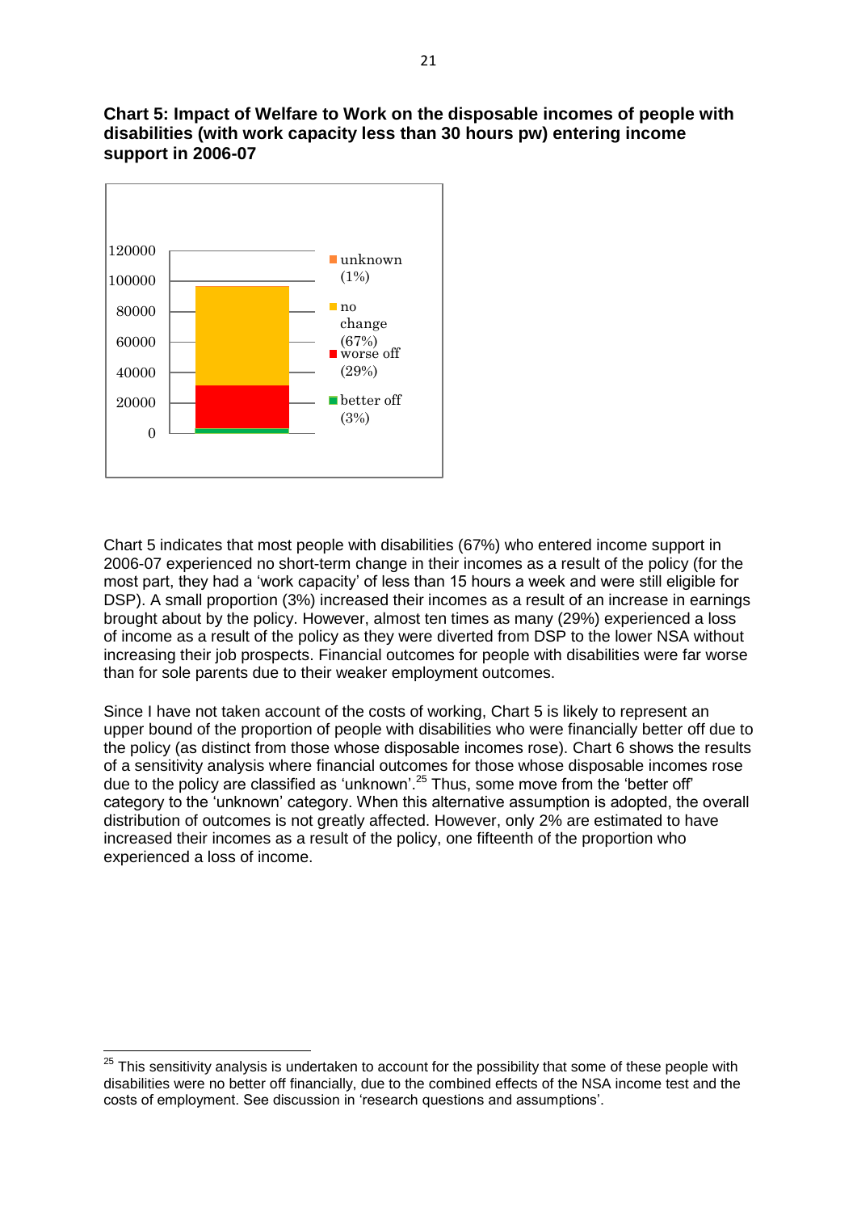**Chart 5: Impact of Welfare to Work on the disposable incomes of people with disabilities (with work capacity less than 30 hours pw) entering income support in 2006-07**

120000
100000
80000
60000
40000
20000
0

unknown (1%)
no change (67%)
worse off (29%)
better off (3%)

Chart 5 indicates that most people with disabilities (67%) who entered income support in 2006-07 experienced no short-term change in their incomes as a result of the policy (for the most part, they had a 'work capacity' of less than 15 hours a week and were still eligible for DSP). A small proportion (3%) increased their incomes as a result of an increase in earnings brought about by the policy. However, almost ten times as many (29%) experienced a loss of income as a result of the policy as they were diverted from DSP to the lower NSA without increasing their job prospects. Financial outcomes for people with disabilities were far worse than for sole parents due to their weaker employment outcomes.

Since I have not taken account of the costs of working, Chart 5 is likely to represent an upper bound of the proportion of people with disabilities who were financially better off due to the policy (as distinct from those whose disposable incomes rose). Chart 6 shows the results of a sensitivity analysis where financial outcomes for those whose disposable incomes rose due to the policy are classified as 'unknown'.[25] Thus, some move from the 'better off' category to the 'unknown' category. When this alternative assumption is adopted, the overall distribution of outcomes is not greatly affected. However, only 2% are estimated to have increased their incomes as a result of the policy, one fifteenth of the proportion who experienced a loss of income.

[25] This sensitivity analysis is undertaken to account for the possibility that some of these people with disabilities were no better off financially, due to the combined effects of the NSA income test and the costs of employment. See discussion in 'research questions and assumptions'.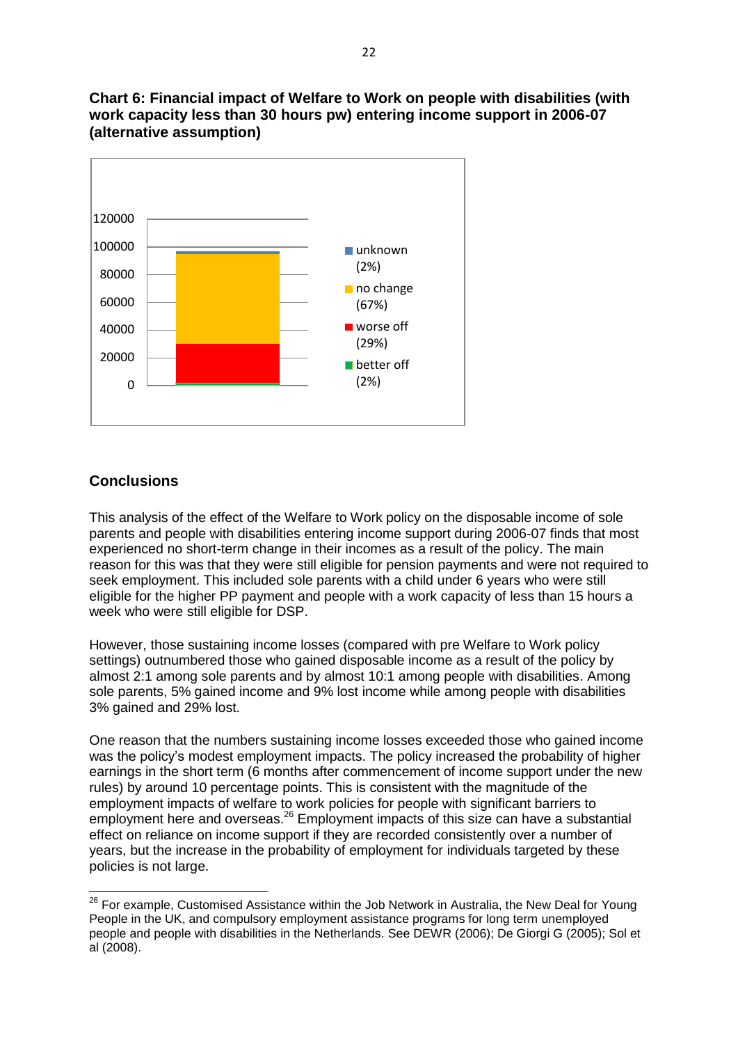**Chart 6: Financial impact of Welfare to Work on people with disabilities (with work capacity less than 30 hours pw) entering income support in 2006-07 (alternative assumption)**

120000
100000
80000
60000
40000
20000
0

unknown (2%)
no change (67%)
worse off (29%)
better off (2%)

## Conclusions

This analysis of the effect of the Welfare to Work policy on the disposable income of sole parents and people with disabilities entering income support during 2006-07 finds that most experienced no short-term change in their incomes as a result of the policy. The main reason for this was that they were still eligible for pension payments and were not required to seek employment. This included sole parents with a child under 6 years who were still eligible for the higher PP payment and people with a work capacity of less than 15 hours a week who were still eligible for DSP.

However, those sustaining income losses (compared with pre Welfare to Work policy settings) outnumbered those who gained disposable income as a result of the policy by almost 2:1 among sole parents and by almost 10:1 among people with disabilities. Among sole parents, 5% gained income and 9% lost income while among people with disabilities 3% gained and 29% lost.

One reason that the numbers sustaining income losses exceeded those who gained income was the policy's modest employment impacts. The policy increased the probability of higher earnings in the short term (6 months after commencement of income support under the new rules) by around 10 percentage points. This is consistent with the magnitude of the employment impacts of welfare to work policies for people with significant barriers to employment here and overseas.[26] Employment impacts of this size can have a substantial effect on reliance on income support if they are recorded consistently over a number of years, but the increase in the probability of employment for individuals targeted by these policies is not large.

[26] For example, Customised Assistance within the Job Network in Australia, the New Deal for Young People in the UK, and compulsory employment assistance programs for long term unemployed people and people with disabilities in the Netherlands. See DEWR (2006); De Giorgi G (2005); Sol et al (2008).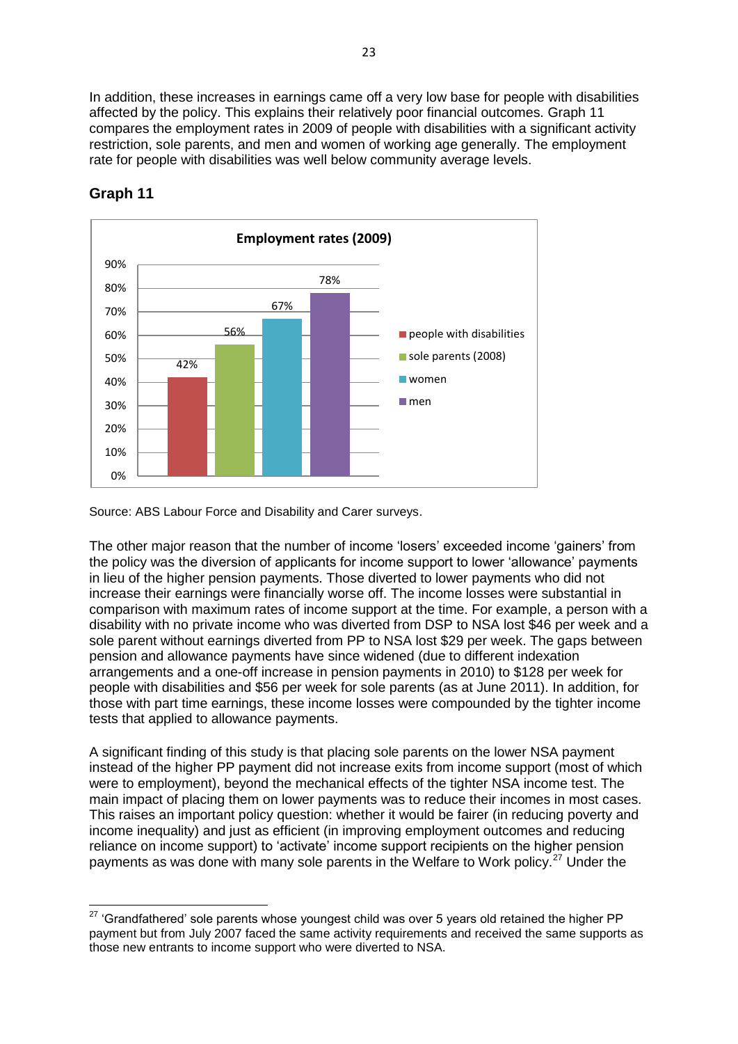In addition, these increases in earnings came off a very low base for people with disabilities affected by the policy. This explains their relatively poor financial outcomes. Graph 11 compares the employment rates in 2009 of people with disabilities with a significant activity restriction, sole parents, and men and women of working age generally. The employment rate for people with disabilities was well below community average levels.

## Graph 11

Employment rates (2009)

90%
80%
70%
60%
50%
40%
30%
20%
10%
0%

42%
56%
67%
78%

people with disabilities
sole parents (2008)
women
men

Source: ABS Labour Force and Disability and Carer surveys.

The other major reason that the number of income 'losers' exceeded income 'gainers' from the policy was the diversion of applicants for income support to lower 'allowance' payments in lieu of the higher pension payments. Those diverted to lower payments who did not increase their earnings were financially worse off. The income losses were substantial in comparison with maximum rates of income support at the time. For example, a person with a disability with no private income who was diverted from DSP to NSA lost $46 per week and a sole parent without earnings diverted from PP to NSA lost $29 per week. The gaps between pension and allowance payments have since widened (due to different indexation arrangements and a one-off increase in pension payments in 2010) to $128 per week for people with disabilities and $56 per week for sole parents (as at June 2011). In addition, for those with part time earnings, these income losses were compounded by the tighter income tests that applied to allowance payments.

A significant finding of this study is that placing sole parents on the lower NSA payment instead of the higher PP payment did not increase exits from income support (most of which were to employment), beyond the mechanical effects of the tighter NSA income test. The main impact of placing them on lower payments was to reduce their incomes in most cases. This raises an important policy question: whether it would be fairer (in reducing poverty and income inequality) and just as efficient (in improving employment outcomes and reducing reliance on income support) to 'activate' income support recipients on the higher pension payments as was done with many sole parents in the Welfare to Work policy.[27] Under the

[27] 'Grandfathered' sole parents whose youngest child was over 5 years old retained the higher PP payment but from July 2007 faced the same activity requirements and received the same supports as those new entrants to income support who were diverted to NSA.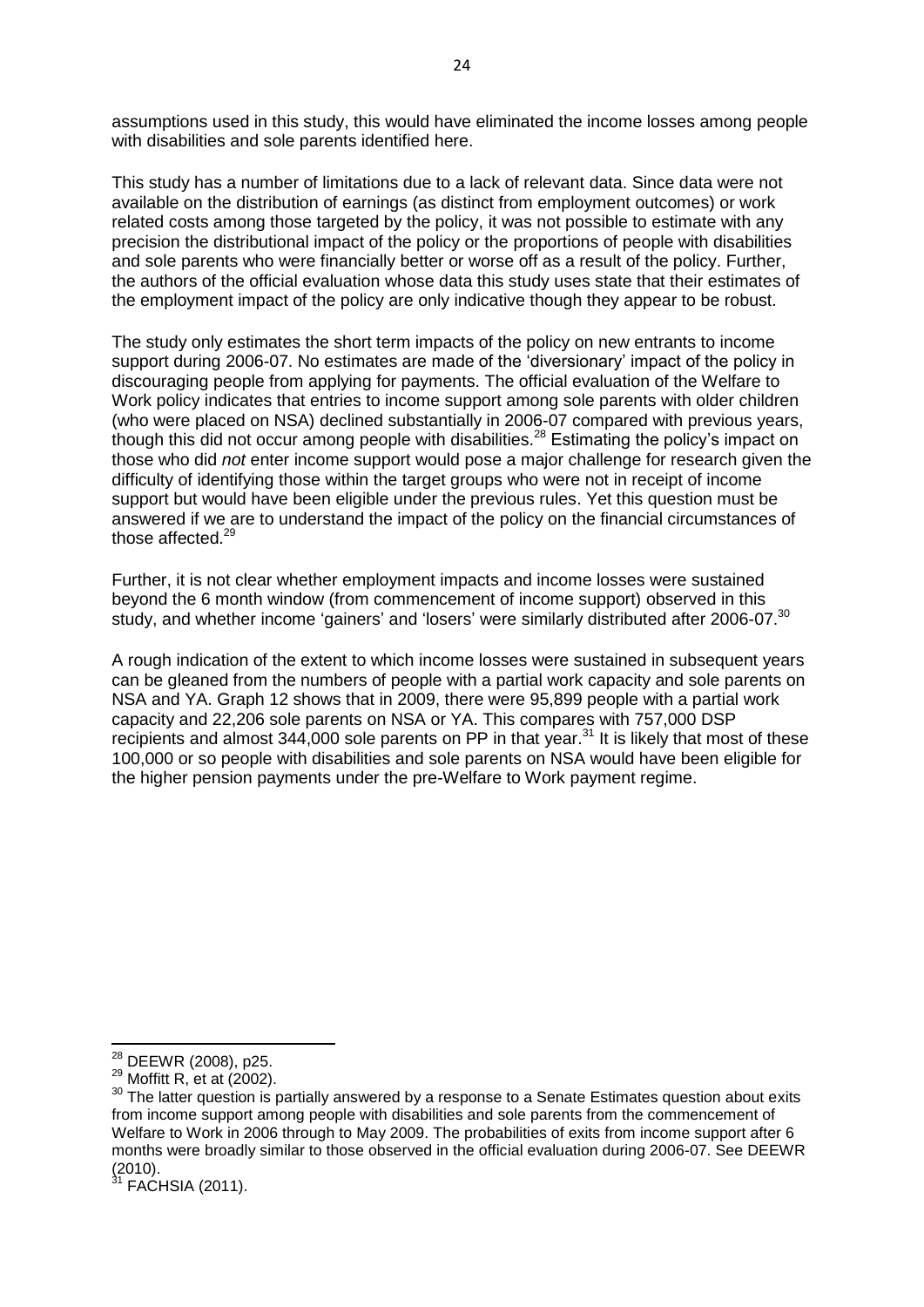assumptions used in this study, this would have eliminated the income losses among people with disabilities and sole parents identified here.

This study has a number of limitations due to a lack of relevant data. Since data were not available on the distribution of earnings (as distinct from employment outcomes) or work related costs among those targeted by the policy, it was not possible to estimate with any precision the distributional impact of the policy or the proportions of people with disabilities and sole parents who were financially better or worse off as a result of the policy. Further, the authors of the official evaluation whose data this study uses state that their estimates of the employment impact of the policy are only indicative though they appear to be robust.

The study only estimates the short term impacts of the policy on new entrants to income support during 2006-07. No estimates are made of the 'diversionary' impact of the policy in discouraging people from applying for payments. The official evaluation of the Welfare to Work policy indicates that entries to income support among sole parents with older children (who were placed on NSA) declined substantially in 2006-07 compared with previous years, though this did not occur among people with disabilities.[28] Estimating the policy's impact on those who did *not* enter income support would pose a major challenge for research given the difficulty of identifying those within the target groups who were not in receipt of income support but would have been eligible under the previous rules. Yet this question must be answered if we are to understand the impact of the policy on the financial circumstances of those affected.[29]

Further, it is not clear whether employment impacts and income losses were sustained beyond the 6 month window (from commencement of income support) observed in this study, and whether income 'gainers' and 'losers' were similarly distributed after 2006-07.[30]

A rough indication of the extent to which income losses were sustained in subsequent years can be gleaned from the numbers of people with a partial work capacity and sole parents on NSA and YA. Graph 12 shows that in 2009, there were 95,899 people with a partial work capacity and 22,206 sole parents on NSA or YA. This compares with 757,000 DSP recipients and almost 344,000 sole parents on PP in that year.[31] It is likely that most of these 100,000 or so people with disabilities and sole parents on NSA would have been eligible for the higher pension payments under the pre-Welfare to Work payment regime.

---

[28] DEEWR (2008), p25.

[29] Moffitt R, et at (2002).

[30] The latter question is partially answered by a response to a Senate Estimates question about exits from income support among people with disabilities and sole parents from the commencement of Welfare to Work in 2006 through to May 2009. The probabilities of exits from income support after 6 months were broadly similar to those observed in the official evaluation during 2006-07. See DEEWR (2010).

[31] FACHSIA (2011).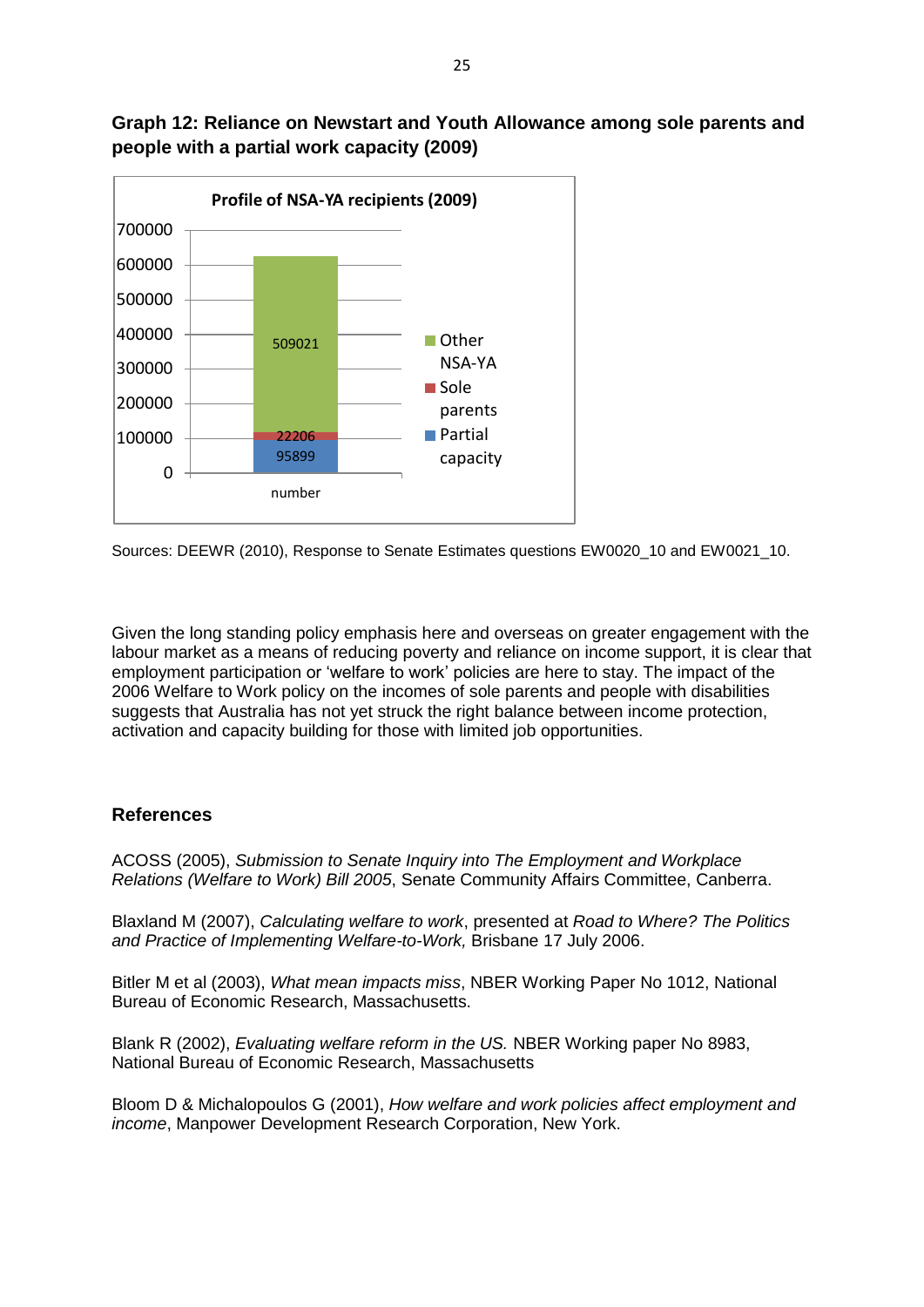**Graph 12: Reliance on Newstart and Youth Allowance among sole parents and people with a partial work capacity (2009)**

Profile of NSA-YA recipients (2009)

700000
600000
500000
400000
300000
200000
100000
0

509021
22206
95899

number

Other NSA-YA
Sole parents
Partial capacity

Sources: DEEWR (2010), Response to Senate Estimates questions EW0020_10 and EW0021_10.

Given the long standing policy emphasis here and overseas on greater engagement with the labour market as a means of reducing poverty and reliance on income support, it is clear that employment participation or 'welfare to work' policies are here to stay. The impact of the 2006 Welfare to Work policy on the incomes of sole parents and people with disabilities suggests that Australia has not yet struck the right balance between income protection, activation and capacity building for those with limited job opportunities.

## References

ACOSS (2005), *Submission to Senate Inquiry into The Employment and Workplace Relations (Welfare to Work) Bill 2005*, Senate Community Affairs Committee, Canberra.

Blaxland M (2007), *Calculating welfare to work*, presented at *Road to Where? The Politics and Practice of Implementing Welfare-to-Work,* Brisbane 17 July 2006.

Bitler M et al (2003), *What mean impacts miss*, NBER Working Paper No 1012, National Bureau of Economic Research, Massachusetts.

Blank R (2002), *Evaluating welfare reform in the US.* NBER Working paper No 8983, National Bureau of Economic Research, Massachusetts

Bloom D & Michalopoulos G (2001), *How welfare and work policies affect employment and income*, Manpower Development Research Corporation, New York.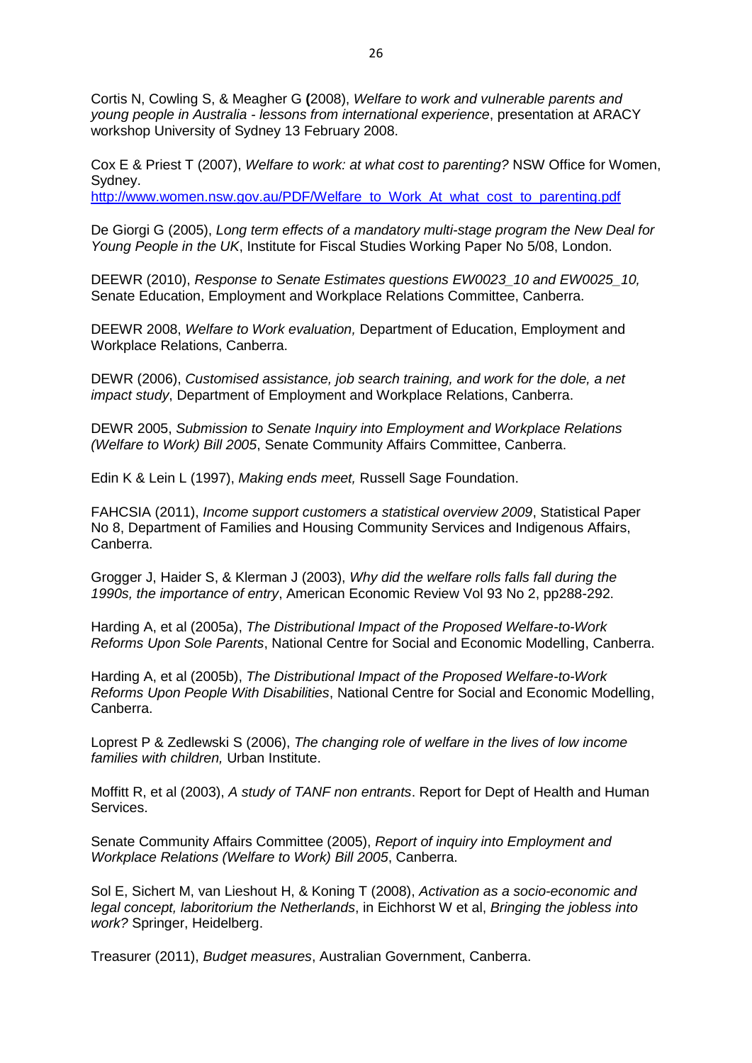Cortis N, Cowling S, & Meagher G (2008), *Welfare to work and vulnerable parents and young people in Australia - lessons from international experience*, presentation at ARACY workshop University of Sydney 13 February 2008.

Cox E & Priest T (2007), *Welfare to work: at what cost to parenting?* NSW Office for Women, Sydney.
http://www.women.nsw.gov.au/PDF/Welfare_to_Work_At_what_cost_to_parenting.pdf

De Giorgi G (2005), *Long term effects of a mandatory multi-stage program the New Deal for Young People in the UK*, Institute for Fiscal Studies Working Paper No 5/08, London.

DEEWR (2010), *Response to Senate Estimates questions EW0023_10 and EW0025_10,* Senate Education, Employment and Workplace Relations Committee, Canberra.

DEEWR 2008, *Welfare to Work evaluation,* Department of Education, Employment and Workplace Relations, Canberra.

DEWR (2006), *Customised assistance, job search training, and work for the dole, a net impact study*, Department of Employment and Workplace Relations, Canberra.

DEWR 2005, *Submission to Senate Inquiry into Employment and Workplace Relations (Welfare to Work) Bill 2005*, Senate Community Affairs Committee, Canberra.

Edin K & Lein L (1997), *Making ends meet,* Russell Sage Foundation.

FAHCSIA (2011), *Income support customers a statistical overview 2009*, Statistical Paper No 8, Department of Families and Housing Community Services and Indigenous Affairs, Canberra.

Grogger J, Haider S, & Klerman J (2003), *Why did the welfare rolls falls fall during the 1990s, the importance of entry*, American Economic Review Vol 93 No 2, pp288-292.

Harding A, et al (2005a), *The Distributional Impact of the Proposed Welfare-to-Work Reforms Upon Sole Parents*, National Centre for Social and Economic Modelling, Canberra.

Harding A, et al (2005b), *The Distributional Impact of the Proposed Welfare-to-Work Reforms Upon People With Disabilities*, National Centre for Social and Economic Modelling, Canberra.

Loprest P & Zedlewski S (2006), *The changing role of welfare in the lives of low income families with children,* Urban Institute.

Moffitt R, et al (2003), *A study of TANF non entrants*. Report for Dept of Health and Human Services.

Senate Community Affairs Committee (2005), *Report of inquiry into Employment and Workplace Relations (Welfare to Work) Bill 2005*, Canberra.

Sol E, Sichert M, van Lieshout H, & Koning T (2008), *Activation as a socio-economic and legal concept, laboritorium the Netherlands*, in Eichhorst W et al, *Bringing the jobless into work?* Springer, Heidelberg.

Treasurer (2011), *Budget measures*, Australian Government, Canberra.